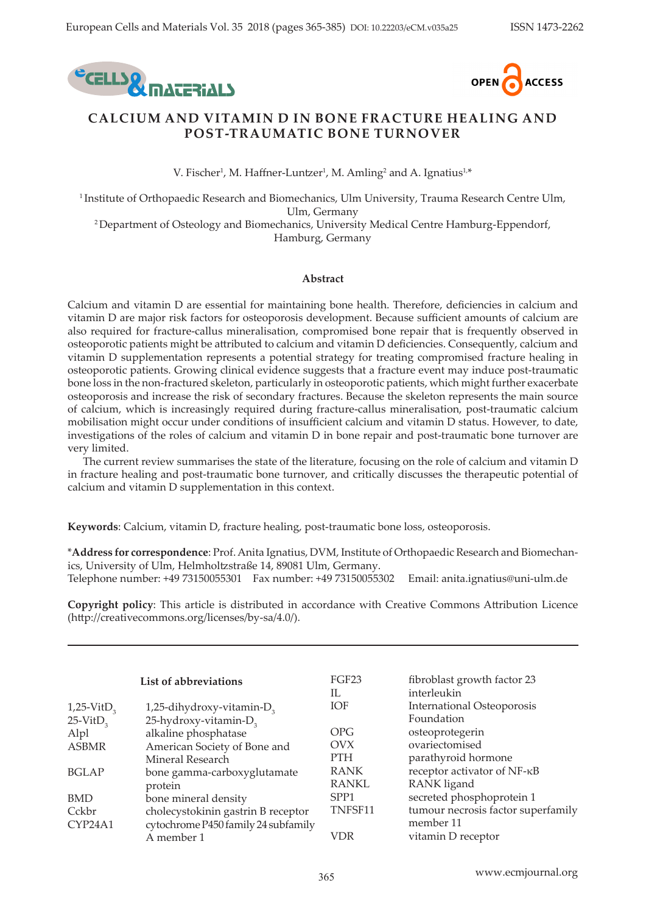# CALCIUM AND VITAMIN D IN BONE FRACTURE HEALING AND POST-TRAUMATIC BONE TURNOVER

V. Fischer[1], M. Haffner-Luntzer[1], M. Amling[2] and A. Ignatius[1,*]

[1] Institute of Orthopaedic Research and Biomechanics, Ulm University, Trauma Research Centre Ulm, Ulm, Germany

[2] Department of Osteology and Biomechanics, University Medical Centre Hamburg-Eppendorf, Hamburg, Germany

## Abstract

Calcium and vitamin D are essential for maintaining bone health. Therefore, deficiencies in calcium and vitamin D are major risk factors for osteoporosis development. Because sufficient amounts of calcium are also required for fracture-callus mineralisation, compromised bone repair that is frequently observed in osteoporotic patients might be attributed to calcium and vitamin D deficiencies. Consequently, calcium and vitamin D supplementation represents a potential strategy for treating compromised fracture healing in osteoporotic patients. Growing clinical evidence suggests that a fracture event may induce post-traumatic bone loss in the non-fractured skeleton, particularly in osteoporotic patients, which might further exacerbate osteoporosis and increase the risk of secondary fractures. Because the skeleton represents the main source of calcium, which is increasingly required during fracture-callus mineralisation, post-traumatic calcium mobilisation might occur under conditions of insufficient calcium and vitamin D status. However, to date, investigations of the roles of calcium and vitamin D in bone repair and post-traumatic bone turnover are very limited.

The current review summarises the state of the literature, focusing on the role of calcium and vitamin D in fracture healing and post-traumatic bone turnover, and critically discusses the therapeutic potential of calcium and vitamin D supplementation in this context.

**Keywords**: Calcium, vitamin D, fracture healing, post-traumatic bone loss, osteoporosis.

*__Address for correspondence__: Prof. Anita Ignatius, DVM, Institute of Orthopaedic Research and Biomechanics, University of Ulm, Helmholtzstraße 14, 89081 Ulm, Germany.
Telephone number: +49 73150055301 Fax number: +49 73150055302 Email: anita.ignatius@uni-ulm.de

**Copyright policy**: This article is distributed in accordance with Creative Commons Attribution Licence (http://creativecommons.org/licenses/by-sa/4.0/).

## List of abbreviations

| Abbreviation | Meaning |
|---|---|
| 1,25-VitD$_3$ | 1,25-dihydroxy-vitamin-D$_3$ |
| 25-VitD$_3$ | 25-hydroxy-vitamin-D$_3$ |
| Alpl | alkaline phosphatase |
| ASBMR | American Society of Bone and Mineral Research |
| BGLAP | bone gamma-carboxyglutamate protein |
| BMD | bone mineral density |
| Cckbr | cholecystokinin gastrin B receptor |
| CYP24A1 | cytochrome P450 family 24 subfamily A member 1 |
| FGF23 | fibroblast growth factor 23 |
| IL | interleukin |
| IOF | International Osteoporosis Foundation |
| OPG | osteoprotegerin |
| OVX | ovariectomised |
| PTH | parathyroid hormone |
| RANK | receptor activator of NF-κB |
| RANKL | RANK ligand |
| SPP1 | secreted phosphoprotein 1 |
| TNFSF11 | tumour necrosis factor superfamily member 11 |
| VDR | vitamin D receptor |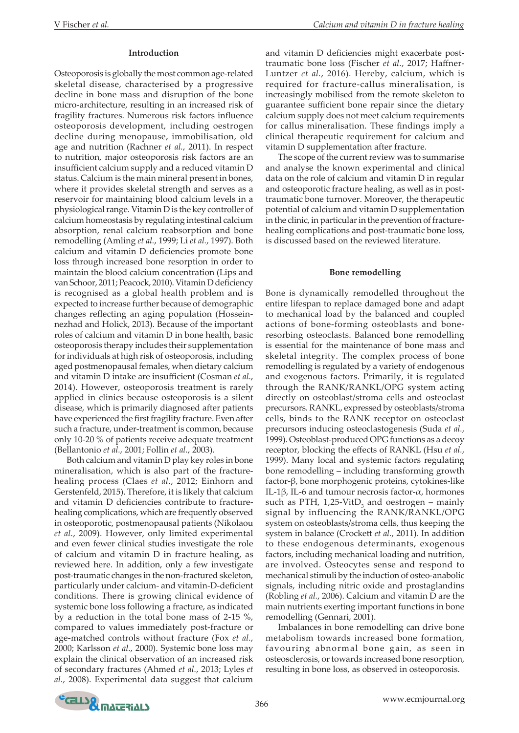## Introduction

Osteoporosis is globally the most common age-related skeletal disease, characterised by a progressive decline in bone mass and disruption of the bone micro-architecture, resulting in an increased risk of fragility fractures. Numerous risk factors influence osteoporosis development, including oestrogen decline during menopause, immobilisation, old age and nutrition (Rachner *et al.*, 2011). In respect to nutrition, major osteoporosis risk factors are an insufficient calcium supply and a reduced vitamin D status. Calcium is the main mineral present in bones, where it provides skeletal strength and serves as a reservoir for maintaining blood calcium levels in a physiological range. Vitamin D is the key controller of calcium homeostasis by regulating intestinal calcium absorption, renal calcium reabsorption and bone remodelling (Amling *et al.*, 1999; Li *et al.*, 1997). Both calcium and vitamin D deficiencies promote bone loss through increased bone resorption in order to maintain the blood calcium concentration (Lips and van Schoor, 2011; Peacock, 2010). Vitamin D deficiency is recognised as a global health problem and is expected to increase further because of demographic changes reflecting an aging population (Hossein-nezhad and Holick, 2013). Because of the important roles of calcium and vitamin D in bone health, basic osteoporosis therapy includes their supplementation for individuals at high risk of osteoporosis, including aged postmenopausal females, when dietary calcium and vitamin D intake are insufficient (Cosman *et al.*, 2014). However, osteoporosis treatment is rarely applied in clinics because osteoporosis is a silent disease, which is primarily diagnosed after patients have experienced the first fragility fracture. Even after such a fracture, under-treatment is common, because only 10-20 % of patients receive adequate treatment (Bellantonio *et al.*, 2001; Follin *et al.*, 2003).

Both calcium and vitamin D play key roles in bone mineralisation, which is also part of the fracture-healing process (Claes *et al.*, 2012; Einhorn and Gerstenfeld, 2015). Therefore, it is likely that calcium and vitamin D deficiencies contribute to fracture-healing complications, which are frequently observed in osteoporotic, postmenopausal patients (Nikolaou *et al.*, 2009). However, only limited experimental and even fewer clinical studies investigate the role of calcium and vitamin D in fracture healing, as reviewed here. In addition, only a few investigate post-traumatic changes in the non-fractured skeleton, particularly under calcium- and vitamin-D-deficient conditions. There is growing clinical evidence of systemic bone loss following a fracture, as indicated by a reduction in the total bone mass of 2-15 %, compared to values immediately post-fracture or age-matched controls without fracture (Fox *et al.*, 2000; Karlsson *et al.*, 2000). Systemic bone loss may explain the clinical observation of an increased risk of secondary fractures (Ahmed *et al.*, 2013; Lyles *et al.*, 2008). Experimental data suggest that calcium and vitamin D deficiencies might exacerbate post-traumatic bone loss (Fischer *et al.*, 2017; Haffner-Luntzer *et al.*, 2016). Hereby, calcium, which is required for fracture-callus mineralisation, is increasingly mobilised from the remote skeleton to guarantee sufficient bone repair since the dietary calcium supply does not meet calcium requirements for callus mineralisation. These findings imply a clinical therapeutic requirement for calcium and vitamin D supplementation after fracture.

The scope of the current review was to summarise and analyse the known experimental and clinical data on the role of calcium and vitamin D in regular and osteoporotic fracture healing, as well as in post-traumatic bone turnover. Moreover, the therapeutic potential of calcium and vitamin D supplementation in the clinic, in particular in the prevention of fracture-healing complications and post-traumatic bone loss, is discussed based on the reviewed literature.

## Bone remodelling

Bone is dynamically remodelled throughout the entire lifespan to replace damaged bone and adapt to mechanical load by the balanced and coupled actions of bone-forming osteoblasts and bone-resorbing osteoclasts. Balanced bone remodelling is essential for the maintenance of bone mass and skeletal integrity. The complex process of bone remodelling is regulated by a variety of endogenous and exogenous factors. Primarily, it is regulated through the RANK/RANKL/OPG system acting directly on osteoblast/stroma cells and osteoclast precursors. RANKL, expressed by osteoblasts/stroma cells, binds to the RANK receptor on osteoclast precursors inducing osteoclastogenesis (Suda *et al.*, 1999). Osteoblast-produced OPG functions as a decoy receptor, blocking the effects of RANKL (Hsu *et al.*, 1999). Many local and systemic factors regulating bone remodelling – including transforming growth factor-β, bone morphogenic proteins, cytokines-like IL-1β, IL-6 and tumour necrosis factor-α, hormones such as PTH, 1,25-VitD$_3$ and oestrogen – mainly signal by influencing the RANK/RANKL/OPG system on osteoblasts/stroma cells, thus keeping the system in balance (Crockett *et al.*, 2011). In addition to these endogenous determinants, exogenous factors, including mechanical loading and nutrition, are involved. Osteocytes sense and respond to mechanical stimuli by the induction of osteo-anabolic signals, including nitric oxide and prostaglandins (Robling *et al.*, 2006). Calcium and vitamin D are the main nutrients exerting important functions in bone remodelling (Gennari, 2001).

Imbalances in bone remodelling can drive bone metabolism towards increased bone formation, favouring abnormal bone gain, as seen in osteosclerosis, or towards increased bone resorption, resulting in bone loss, as observed in osteoporosis.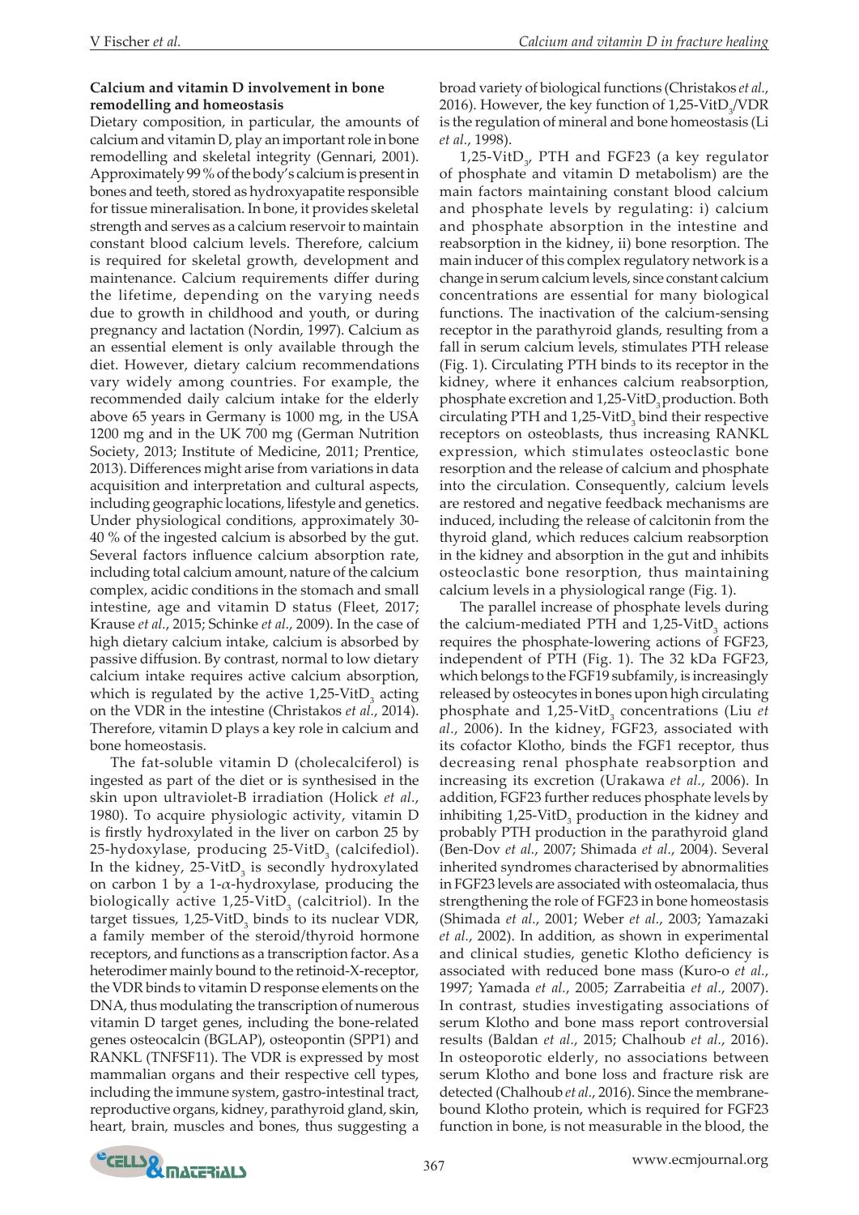### Calcium and vitamin D involvement in bone remodelling and homeostasis

Dietary composition, in particular, the amounts of calcium and vitamin D, play an important role in bone remodelling and skeletal integrity (Gennari, 2001). Approximately 99 % of the body's calcium is present in bones and teeth, stored as hydroxyapatite responsible for tissue mineralisation. In bone, it provides skeletal strength and serves as a calcium reservoir to maintain constant blood calcium levels. Therefore, calcium is required for skeletal growth, development and maintenance. Calcium requirements differ during the lifetime, depending on the varying needs due to growth in childhood and youth, or during pregnancy and lactation (Nordin, 1997). Calcium as an essential element is only available through the diet. However, dietary calcium recommendations vary widely among countries. For example, the recommended daily calcium intake for the elderly above 65 years in Germany is 1000 mg, in the USA 1200 mg and in the UK 700 mg (German Nutrition Society, 2013; Institute of Medicine, 2011; Prentice, 2013). Differences might arise from variations in data acquisition and interpretation and cultural aspects, including geographic locations, lifestyle and genetics. Under physiological conditions, approximately 30-40 % of the ingested calcium is absorbed by the gut. Several factors influence calcium absorption rate, including total calcium amount, nature of the calcium complex, acidic conditions in the stomach and small intestine, age and vitamin D status (Fleet, 2017; Krause *et al.*, 2015; Schinke *et al.*, 2009). In the case of high dietary calcium intake, calcium is absorbed by passive diffusion. By contrast, normal to low dietary calcium intake requires active calcium absorption, which is regulated by the active 1,25-VitD$_3$ acting on the VDR in the intestine (Christakos *et al.*, 2014). Therefore, vitamin D plays a key role in calcium and bone homeostasis.

The fat-soluble vitamin D (cholecalciferol) is ingested as part of the diet or is synthesised in the skin upon ultraviolet-B irradiation (Holick *et al.*, 1980). To acquire physiologic activity, vitamin D is firstly hydroxylated in the liver on carbon 25 by 25-hydoxylase, producing 25-VitD$_3$ (calcifediol). In the kidney, 25-VitD$_3$ is secondly hydroxylated on carbon 1 by a 1-$\alpha$-hydroxylase, producing the biologically active 1,25-VitD$_3$ (calcitriol). In the target tissues, 1,25-VitD$_3$ binds to its nuclear VDR, a family member of the steroid/thyroid hormone receptors, and functions as a transcription factor. As a heterodimer mainly bound to the retinoid-X-receptor, the VDR binds to vitamin D response elements on the DNA, thus modulating the transcription of numerous vitamin D target genes, including the bone-related genes osteocalcin (BGLAP), osteopontin (SPP1) and RANKL (TNFSF11). The VDR is expressed by most mammalian organs and their respective cell types, including the immune system, gastro-intestinal tract, reproductive organs, kidney, parathyroid gland, skin, heart, brain, muscles and bones, thus suggesting a broad variety of biological functions (Christakos *et al.*, 2016). However, the key function of 1,25-VitD$_3$/VDR is the regulation of mineral and bone homeostasis (Li *et al.*, 1998).

1,25-VitD$_3$, PTH and FGF23 (a key regulator of phosphate and vitamin D metabolism) are the main factors maintaining constant blood calcium and phosphate levels by regulating: i) calcium and phosphate absorption in the intestine and reabsorption in the kidney, ii) bone resorption. The main inducer of this complex regulatory network is a change in serum calcium levels, since constant calcium concentrations are essential for many biological functions. The inactivation of the calcium-sensing receptor in the parathyroid glands, resulting from a fall in serum calcium levels, stimulates PTH release (Fig. 1). Circulating PTH binds to its receptor in the kidney, where it enhances calcium reabsorption, phosphate excretion and 1,25-VitD$_3$ production. Both circulating PTH and 1,25-VitD$_3$ bind their respective receptors on osteoblasts, thus increasing RANKL expression, which stimulates osteoclastic bone resorption and the release of calcium and phosphate into the circulation. Consequently, calcium levels are restored and negative feedback mechanisms are induced, including the release of calcitonin from the thyroid gland, which reduces calcium reabsorption in the kidney and absorption in the gut and inhibits osteoclastic bone resorption, thus maintaining calcium levels in a physiological range (Fig. 1).

The parallel increase of phosphate levels during the calcium-mediated PTH and 1,25-VitD$_3$ actions requires the phosphate-lowering actions of FGF23, independent of PTH (Fig. 1). The 32 kDa FGF23, which belongs to the FGF19 subfamily, is increasingly released by osteocytes in bones upon high circulating phosphate and 1,25-VitD$_3$ concentrations (Liu *et al.*, 2006). In the kidney, FGF23, associated with its cofactor Klotho, binds the FGF1 receptor, thus decreasing renal phosphate reabsorption and increasing its excretion (Urakawa *et al.*, 2006). In addition, FGF23 further reduces phosphate levels by inhibiting 1,25-VitD$_3$ production in the kidney and probably PTH production in the parathyroid gland (Ben-Dov *et al.*, 2007; Shimada *et al.*, 2004). Several inherited syndromes characterised by abnormalities in FGF23 levels are associated with osteomalacia, thus strengthening the role of FGF23 in bone homeostasis (Shimada *et al.*, 2001; Weber *et al.*, 2003; Yamazaki *et al.*, 2002). In addition, as shown in experimental and clinical studies, genetic Klotho deficiency is associated with reduced bone mass (Kuro-o *et al.*, 1997; Yamada *et al.*, 2005; Zarrabeitia *et al.*, 2007). In contrast, studies investigating associations of serum Klotho and bone mass report controversial results (Baldan *et al.*, 2015; Chalhoub *et al.*, 2016). In osteoporotic elderly, no associations between serum Klotho and bone loss and fracture risk are detected (Chalhoub *et al.*, 2016). Since the membrane-bound Klotho protein, which is required for FGF23 function in bone, is not measurable in the blood, the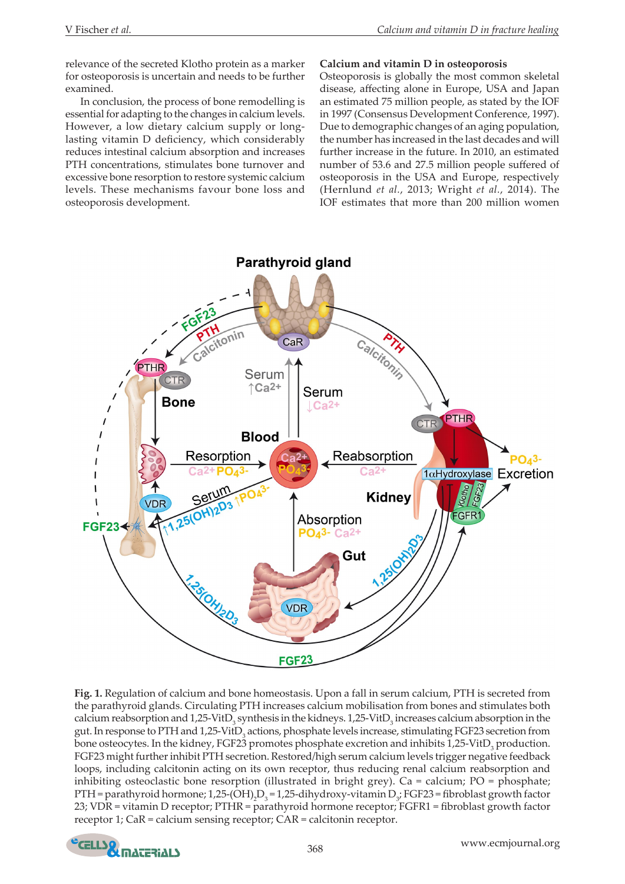relevance of the secreted Klotho protein as a marker for osteoporosis is uncertain and needs to be further examined.

In conclusion, the process of bone remodelling is essential for adapting to the changes in calcium levels. However, a low dietary calcium supply or long-lasting vitamin D deficiency, which considerably reduces intestinal calcium absorption and increases PTH concentrations, stimulates bone turnover and excessive bone resorption to restore systemic calcium levels. These mechanisms favour bone loss and osteoporosis development.

### Calcium and vitamin D in osteoporosis

Osteoporosis is globally the most common skeletal disease, affecting alone in Europe, USA and Japan an estimated 75 million people, as stated by the IOF in 1997 (Consensus Development Conference, 1997). Due to demographic changes of an aging population, the number has increased in the last decades and will further increase in the future. In 2010, an estimated number of 53.6 and 27.5 million people suffered of osteoporosis in the USA and Europe, respectively (Hernlund *et al.*, 2013; Wright *et al.*, 2014). The IOF estimates that more than 200 million women

**Fig. 1.** Regulation of calcium and bone homeostasis. Upon a fall in serum calcium, PTH is secreted from the parathyroid glands. Circulating PTH increases calcium mobilisation from bones and stimulates both calcium reabsorption and 1,25-VitD$_3$ synthesis in the kidneys. 1,25-VitD$_3$ increases calcium absorption in the gut. In response to PTH and 1,25-VitD$_3$ actions, phosphate levels increase, stimulating FGF23 secretion from bone osteocytes. In the kidney, FGF23 promotes phosphate excretion and inhibits 1,25-VitD$_3$ production. FGF23 might further inhibit PTH secretion. Restored/high serum calcium levels trigger negative feedback loops, including calcitonin acting on its own receptor, thus reducing renal calcium reabsorption and inhibiting osteoclastic bone resorption (illustrated in bright grey). Ca = calcium; PO = phosphate; PTH = parathyroid hormone; 1,25-(OH)$_2$D$_3$ = 1,25-dihydroxy-vitamin D$_3$; FGF23 = fibroblast growth factor 23; VDR = vitamin D receptor; PTHR = parathyroid hormone receptor; FGFR1 = fibroblast growth factor receptor 1; CaR = calcium sensing receptor; CAR = calcitonin receptor.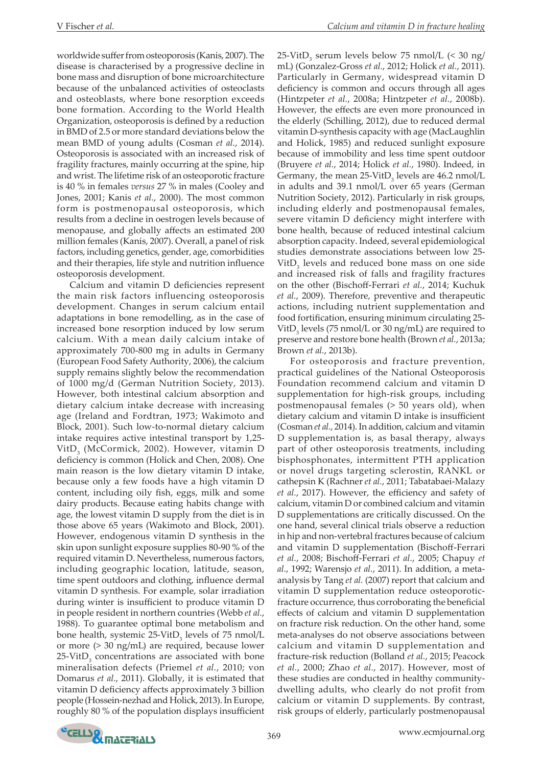worldwide suffer from osteoporosis (Kanis, 2007). The disease is characterised by a progressive decline in bone mass and disruption of bone microarchitecture because of the unbalanced activities of osteoclasts and osteoblasts, where bone resorption exceeds bone formation. According to the World Health Organization, osteoporosis is defined by a reduction in BMD of 2.5 or more standard deviations below the mean BMD of young adults (Cosman *et al.*, 2014). Osteoporosis is associated with an increased risk of fragility fractures, mainly occurring at the spine, hip and wrist. The lifetime risk of an osteoporotic fracture is 40 % in females *versus* 27 % in males (Cooley and Jones, 2001; Kanis *et al.*, 2000). The most common form is postmenopausal osteoporosis, which results from a decline in oestrogen levels because of menopause, and globally affects an estimated 200 million females (Kanis, 2007). Overall, a panel of risk factors, including genetics, gender, age, comorbidities and their therapies, life style and nutrition influence osteoporosis development.

Calcium and vitamin D deficiencies represent the main risk factors influencing osteoporosis development. Changes in serum calcium entail adaptations in bone remodelling, as in the case of increased bone resorption induced by low serum calcium. With a mean daily calcium intake of approximately 700-800 mg in adults in Germany (European Food Safety Authority, 2006), the calcium supply remains slightly below the recommendation of 1000 mg/d (German Nutrition Society, 2013). However, both intestinal calcium absorption and dietary calcium intake decrease with increasing age (Ireland and Fordtran, 1973; Wakimoto and Block, 2001). Such low-to-normal dietary calcium intake requires active intestinal transport by 1,25-VitD$_3$ (McCormick, 2002). However, vitamin D deficiency is common (Holick and Chen, 2008). One main reason is the low dietary vitamin D intake, because only a few foods have a high vitamin D content, including oily fish, eggs, milk and some dairy products. Because eating habits change with age, the lowest vitamin D supply from the diet is in those above 65 years (Wakimoto and Block, 2001). However, endogenous vitamin D synthesis in the skin upon sunlight exposure supplies 80-90 % of the required vitamin D. Nevertheless, numerous factors, including geographic location, latitude, season, time spent outdoors and clothing, influence dermal vitamin D synthesis. For example, solar irradiation during winter is insufficient to produce vitamin D in people resident in northern countries (Webb *et al.*, 1988). To guarantee optimal bone metabolism and bone health, systemic 25-VitD$_3$ levels of 75 nmol/L or more (> 30 ng/mL) are required, because lower 25-VitD$_3$ concentrations are associated with bone mineralisation defects (Priemel *et al.*, 2010; von Domarus *et al.*, 2011). Globally, it is estimated that vitamin D deficiency affects approximately 3 billion people (Hossein-nezhad and Holick, 2013). In Europe, roughly 80 % of the population displays insufficient 25-VitD$_3$ serum levels below 75 nmol/L (< 30 ng/mL) (Gonzalez-Gross *et al.*, 2012; Holick *et al.*, 2011). Particularly in Germany, widespread vitamin D deficiency is common and occurs through all ages (Hintzpeter *et al.*, 2008a; Hintzpeter *et al.*, 2008b). However, the effects are even more pronounced in the elderly (Schilling, 2012), due to reduced dermal vitamin D-synthesis capacity with age (MacLaughlin and Holick, 1985) and reduced sunlight exposure because of immobility and less time spent outdoor (Bruyere *et al.*, 2014; Holick *et al.*, 1980). Indeed, in Germany, the mean 25-VitD$_3$ levels are 46.2 nmol/L in adults and 39.1 nmol/L over 65 years (German Nutrition Society, 2012). Particularly in risk groups, including elderly and postmenopausal females, severe vitamin D deficiency might interfere with bone health, because of reduced intestinal calcium absorption capacity. Indeed, several epidemiological studies demonstrate associations between low 25-VitD$_3$ levels and reduced bone mass on one side and increased risk of falls and fragility fractures on the other (Bischoff-Ferrari *et al.*, 2014; Kuchuk *et al.*, 2009). Therefore, preventive and therapeutic actions, including nutrient supplementation and food fortification, ensuring minimum circulating 25-VitD$_3$ levels (75 nmol/L or 30 ng/mL) are required to preserve and restore bone health (Brown *et al.*, 2013a; Brown *et al.*, 2013b).

For osteoporosis and fracture prevention, practical guidelines of the National Osteoporosis Foundation recommend calcium and vitamin D supplementation for high-risk groups, including postmenopausal females (> 50 years old), when dietary calcium and vitamin D intake is insufficient (Cosman *et al.*, 2014). In addition, calcium and vitamin D supplementation is, as basal therapy, always part of other osteoporosis treatments, including bisphosphonates, intermittent PTH application or novel drugs targeting sclerostin, RANKL or cathepsin K (Rachner *et al.*, 2011; Tabatabaei-Malazy *et al.*, 2017). However, the efficiency and safety of calcium, vitamin D or combined calcium and vitamin D supplementations are critically discussed. On the one hand, several clinical trials observe a reduction in hip and non-vertebral fractures because of calcium and vitamin D supplementation (Bischoff-Ferrari *et al.*, 2008; Bischoff-Ferrari *et al.*, 2005; Chapuy *et al.*, 1992; Warensjo *et al.*, 2011). In addition, a meta-analysis by Tang *et al.* (2007) report that calcium and vitamin D supplementation reduce osteoporotic-fracture occurrence, thus corroborating the beneficial effects of calcium and vitamin D supplementation on fracture risk reduction. On the other hand, some meta-analyses do not observe associations between calcium and vitamin D supplementation and fracture-risk reduction (Bolland *et al.*, 2015; Peacock *et al.*, 2000; Zhao *et al.*, 2017). However, most of these studies are conducted in healthy community-dwelling adults, who clearly do not profit from calcium or vitamin D supplements. By contrast, risk groups of elderly, particularly postmenopausal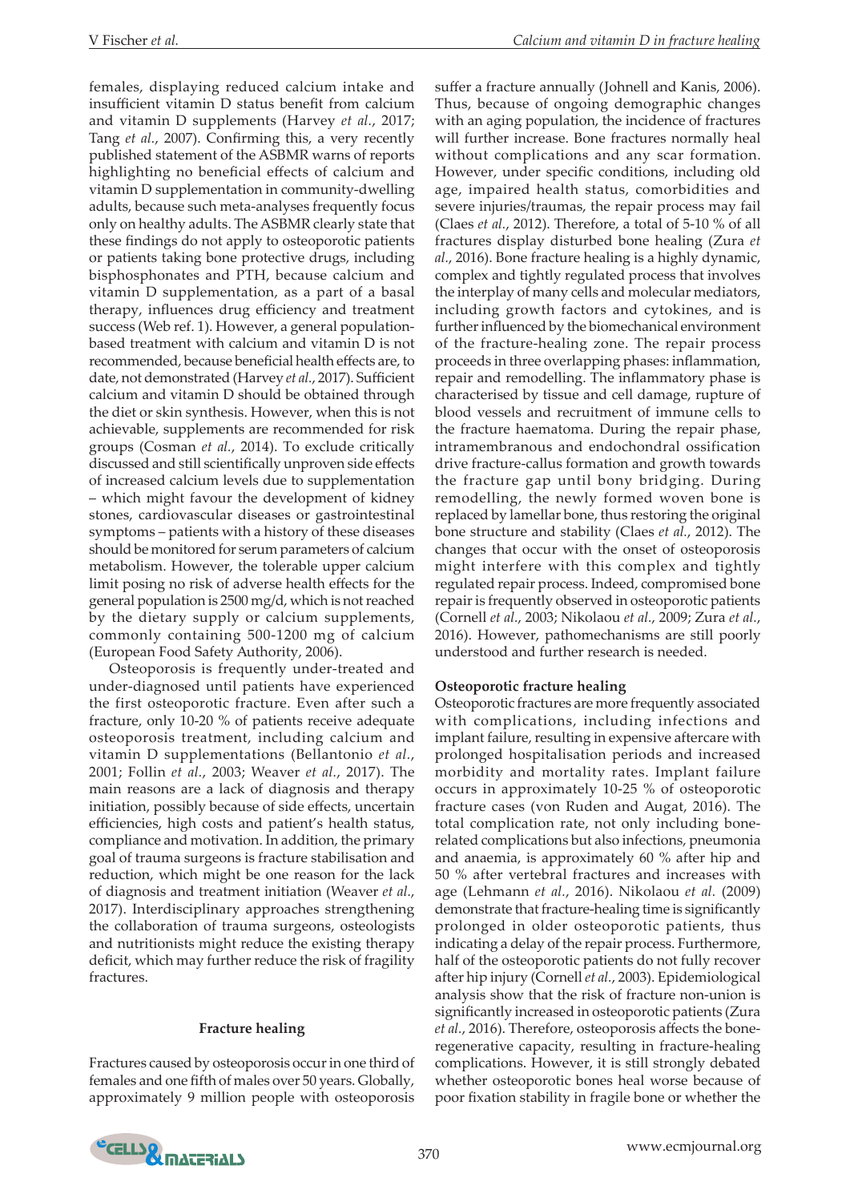females, displaying reduced calcium intake and insufficient vitamin D status benefit from calcium and vitamin D supplements (Harvey *et al.*, 2017; Tang *et al.*, 2007). Confirming this, a very recently published statement of the ASBMR warns of reports highlighting no beneficial effects of calcium and vitamin D supplementation in community-dwelling adults, because such meta-analyses frequently focus only on healthy adults. The ASBMR clearly state that these findings do not apply to osteoporotic patients or patients taking bone protective drugs, including bisphosphonates and PTH, because calcium and vitamin D supplementation, as a part of a basal therapy, influences drug efficiency and treatment success (Web ref. 1). However, a general population-based treatment with calcium and vitamin D is not recommended, because beneficial health effects are, to date, not demonstrated (Harvey *et al.*, 2017). Sufficient calcium and vitamin D should be obtained through the diet or skin synthesis. However, when this is not achievable, supplements are recommended for risk groups (Cosman *et al.*, 2014). To exclude critically discussed and still scientifically unproven side effects of increased calcium levels due to supplementation – which might favour the development of kidney stones, cardiovascular diseases or gastrointestinal symptoms – patients with a history of these diseases should be monitored for serum parameters of calcium metabolism. However, the tolerable upper calcium limit posing no risk of adverse health effects for the general population is 2500 mg/d, which is not reached by the dietary supply or calcium supplements, commonly containing 500-1200 mg of calcium (European Food Safety Authority, 2006).

Osteoporosis is frequently under-treated and under-diagnosed until patients have experienced the first osteoporotic fracture. Even after such a fracture, only 10-20 % of patients receive adequate osteoporosis treatment, including calcium and vitamin D supplementations (Bellantonio *et al.*, 2001; Follin *et al.*, 2003; Weaver *et al.*, 2017). The main reasons are a lack of diagnosis and therapy initiation, possibly because of side effects, uncertain efficiencies, high costs and patient's health status, compliance and motivation. In addition, the primary goal of trauma surgeons is fracture stabilisation and reduction, which might be one reason for the lack of diagnosis and treatment initiation (Weaver *et al.*, 2017). Interdisciplinary approaches strengthening the collaboration of trauma surgeons, osteologists and nutritionists might reduce the existing therapy deficit, which may further reduce the risk of fragility fractures.

## Fracture healing

Fractures caused by osteoporosis occur in one third of females and one fifth of males over 50 years. Globally, approximately 9 million people with osteoporosis suffer a fracture annually (Johnell and Kanis, 2006). Thus, because of ongoing demographic changes with an aging population, the incidence of fractures will further increase. Bone fractures normally heal without complications and any scar formation. However, under specific conditions, including old age, impaired health status, comorbidities and severe injuries/traumas, the repair process may fail (Claes *et al.*, 2012). Therefore, a total of 5-10 % of all fractures display disturbed bone healing (Zura *et al.*, 2016). Bone fracture healing is a highly dynamic, complex and tightly regulated process that involves the interplay of many cells and molecular mediators, including growth factors and cytokines, and is further influenced by the biomechanical environment of the fracture-healing zone. The repair process proceeds in three overlapping phases: inflammation, repair and remodelling. The inflammatory phase is characterised by tissue and cell damage, rupture of blood vessels and recruitment of immune cells to the fracture haematoma. During the repair phase, intramembranous and endochondral ossification drive fracture-callus formation and growth towards the fracture gap until bony bridging. During remodelling, the newly formed woven bone is replaced by lamellar bone, thus restoring the original bone structure and stability (Claes *et al.*, 2012). The changes that occur with the onset of osteoporosis might interfere with this complex and tightly regulated repair process. Indeed, compromised bone repair is frequently observed in osteoporotic patients (Cornell *et al.*, 2003; Nikolaou *et al.*, 2009; Zura *et al.*, 2016). However, pathomechanisms are still poorly understood and further research is needed.

### Osteoporotic fracture healing

Osteoporotic fractures are more frequently associated with complications, including infections and implant failure, resulting in expensive aftercare with prolonged hospitalisation periods and increased morbidity and mortality rates. Implant failure occurs in approximately 10-25 % of osteoporotic fracture cases (von Ruden and Augat, 2016). The total complication rate, not only including bone-related complications but also infections, pneumonia and anaemia, is approximately 60 % after hip and 50 % after vertebral fractures and increases with age (Lehmann *et al.*, 2016). Nikolaou *et al.* (2009) demonstrate that fracture-healing time is significantly prolonged in older osteoporotic patients, thus indicating a delay of the repair process. Furthermore, half of the osteoporotic patients do not fully recover after hip injury (Cornell *et al.*, 2003). Epidemiological analysis show that the risk of fracture non-union is significantly increased in osteoporotic patients (Zura *et al.*, 2016). Therefore, osteoporosis affects the bone-regenerative capacity, resulting in fracture-healing complications. However, it is still strongly debated whether osteoporotic bones heal worse because of poor fixation stability in fragile bone or whether the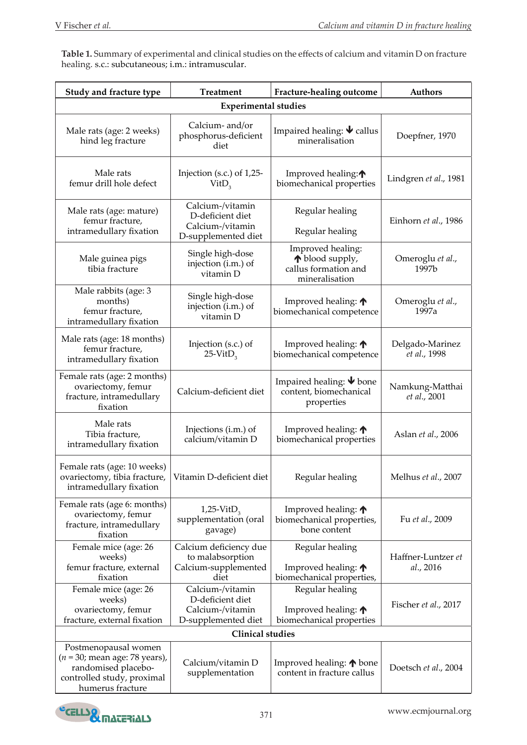**Table 1.** Summary of experimental and clinical studies on the effects of calcium and vitamin D on fracture healing. s.c.: subcutaneous; i.m.: intramuscular.

| Study and fracture type | Treatment | Fracture-healing outcome | Authors |
|---|---|---|---|
| **Experimental studies** | | | |
| Male rats (age: 2 weeks) hind leg fracture | Calcium- and/or phosphorus-deficient diet | Impaired healing: ↓ callus mineralisation | Doepfner, 1970 |
| Male rats femur drill hole defect | Injection (s.c.) of 1,25-$VitD_3$ | Improved healing: ↑ biomechanical properties | Lindgren *et al.*, 1981 |
| Male rats (age: mature) femur fracture, intramedullary fixation | Calcium-/vitamin D-deficient diet<br>Calcium-/vitamin D-supplemented diet | Regular healing<br>Regular healing | Einhorn *et al.*, 1986 |
| Male guinea pigs tibia fracture | Single high-dose injection (i.m.) of vitamin D | Improved healing: ↑ blood supply, callus formation and mineralisation | Omeroglu *et al.*, 1997b |
| Male rabbits (age: 3 months) femur fracture, intramedullary fixation | Single high-dose injection (i.m.) of vitamin D | Improved healing: ↑ biomechanical competence | Omeroglu *et al.*, 1997a |
| Male rats (age: 18 months) femur fracture, intramedullary fixation | Injection (s.c.) of 25-$VitD_3$ | Improved healing: ↑ biomechanical competence | Delgado-Marinez *et al.*, 1998 |
| Female rats (age: 2 months) ovariectomy, femur fracture, intramedullary fixation | Calcium-deficient diet | Impaired healing: ↓ bone content, biomechanical properties | Namkung-Matthai *et al.*, 2001 |
| Male rats Tibia fracture, intramedullary fixation | Injections (i.m.) of calcium/vitamin D | Improved healing: ↑ biomechanical properties | Aslan *et al.*, 2006 |
| Female rats (age: 10 weeks) ovariectomy, tibia fracture, intramedullary fixation | Vitamin D-deficient diet | Regular healing | Melhus *et al.*, 2007 |
| Female rats (age 6: months) ovariectomy, femur fracture, intramedullary fixation | 1,25-$VitD_3$ supplementation (oral gavage) | Improved healing: ↑ biomechanical properties, bone content | Fu *et al.*, 2009 |
| Female mice (age: 26 weeks) femur fracture, external fixation | Calcium deficiency due to malabsorption<br>Calcium-supplemented diet | Regular healing<br>Improved healing: ↑ biomechanical properties, | Haffner-Luntzer *et al.*, 2016 |
| Female mice (age: 26 weeks) ovariectomy, femur fracture, external fixation | Calcium-/vitamin D-deficient diet<br>Calcium-/vitamin D-supplemented diet | Regular healing<br>Improved healing: ↑ biomechanical properties | Fischer *et al.*, 2017 |
| **Clinical studies** | | | |
| Postmenopausal women ($n$ = 30; mean age: 78 years), randomised placebo-controlled study, proximal humerus fracture | Calcium/vitamin D supplementation | Improved healing: ↑ bone content in fracture callus | Doetsch *et al.*, 2004 |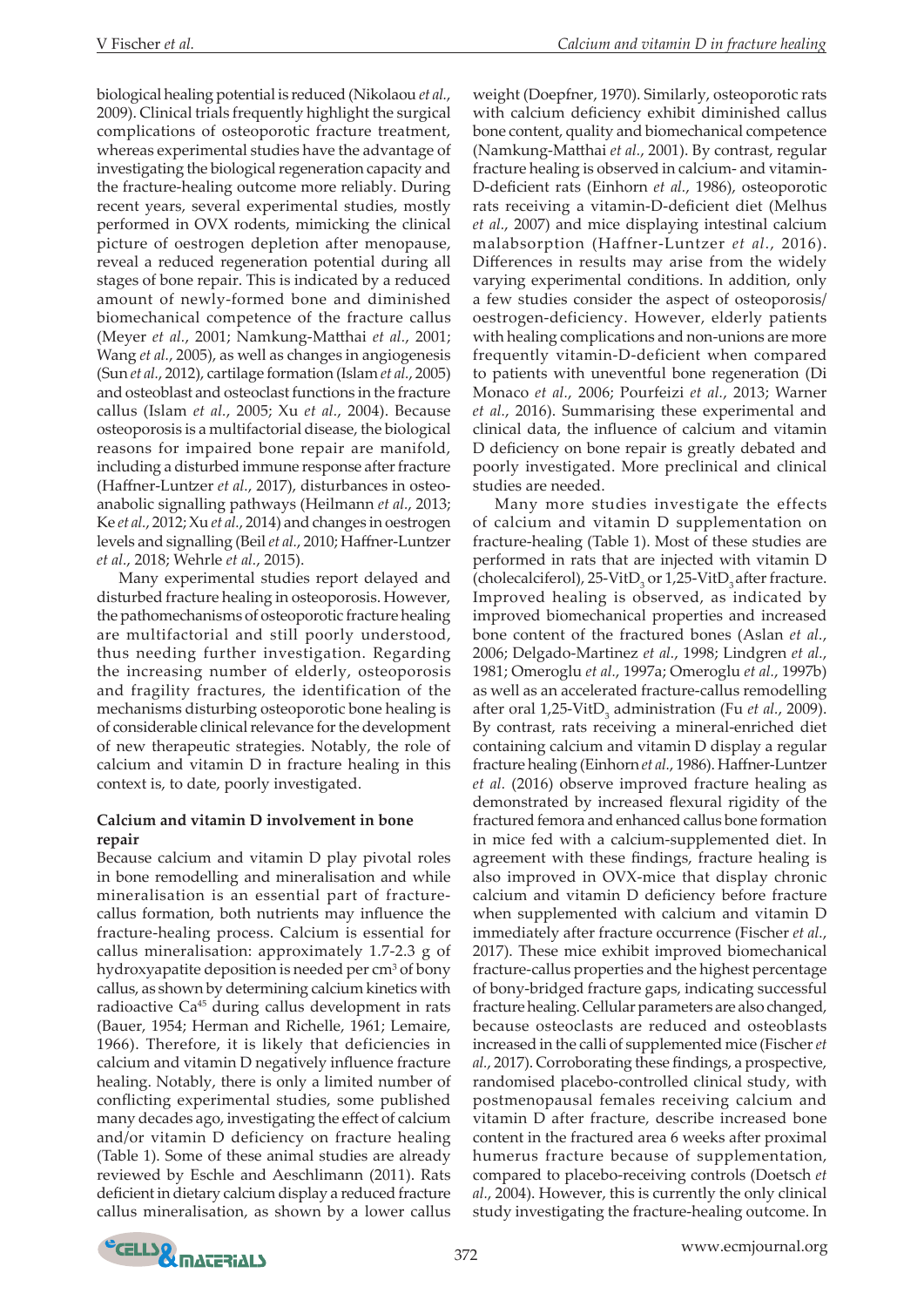biological healing potential is reduced (Nikolaou *et al.*, 2009). Clinical trials frequently highlight the surgical complications of osteoporotic fracture treatment, whereas experimental studies have the advantage of investigating the biological regeneration capacity and the fracture-healing outcome more reliably. During recent years, several experimental studies, mostly performed in OVX rodents, mimicking the clinical picture of oestrogen depletion after menopause, reveal a reduced regeneration potential during all stages of bone repair. This is indicated by a reduced amount of newly-formed bone and diminished biomechanical competence of the fracture callus (Meyer *et al.*, 2001; Namkung-Matthai *et al.*, 2001; Wang *et al.*, 2005), as well as changes in angiogenesis (Sun *et al.*, 2012), cartilage formation (Islam *et al.*, 2005) and osteoblast and osteoclast functions in the fracture callus (Islam *et al.*, 2005; Xu *et al.*, 2004). Because osteoporosis is a multifactorial disease, the biological reasons for impaired bone repair are manifold, including a disturbed immune response after fracture (Haffner-Luntzer *et al.*, 2017), disturbances in osteo-anabolic signalling pathways (Heilmann *et al.*, 2013; Ke *et al.*, 2012; Xu *et al.*, 2014) and changes in oestrogen levels and signalling (Beil *et al.*, 2010; Haffner-Luntzer *et al.*, 2018; Wehrle *et al.*, 2015).

Many experimental studies report delayed and disturbed fracture healing in osteoporosis. However, the pathomechanisms of osteoporotic fracture healing are multifactorial and still poorly understood, thus needing further investigation. Regarding the increasing number of elderly, osteoporosis and fragility fractures, the identification of the mechanisms disturbing osteoporotic bone healing is of considerable clinical relevance for the development of new therapeutic strategies. Notably, the role of calcium and vitamin D in fracture healing in this context is, to date, poorly investigated.

**Calcium and vitamin D involvement in bone repair**

Because calcium and vitamin D play pivotal roles in bone remodelling and mineralisation and while mineralisation is an essential part of fracture-callus formation, both nutrients may influence the fracture-healing process. Calcium is essential for callus mineralisation: approximately 1.7-2.3 g of hydroxyapatite deposition is needed per $cm^3$ of bony callus, as shown by determining calcium kinetics with radioactive $Ca^{45}$ during callus development in rats (Bauer, 1954; Herman and Richelle, 1961; Lemaire, 1966). Therefore, it is likely that deficiencies in calcium and vitamin D negatively influence fracture healing. Notably, there is only a limited number of conflicting experimental studies, some published many decades ago, investigating the effect of calcium and/or vitamin D deficiency on fracture healing (Table 1). Some of these animal studies are already reviewed by Eschle and Aeschlimann (2011). Rats deficient in dietary calcium display a reduced fracture callus mineralisation, as shown by a lower callus weight (Doepfner, 1970). Similarly, osteoporotic rats with calcium deficiency exhibit diminished callus bone content, quality and biomechanical competence (Namkung-Matthai *et al.*, 2001). By contrast, regular fracture healing is observed in calcium- and vitamin-D-deficient rats (Einhorn *et al.*, 1986), osteoporotic rats receiving a vitamin-D-deficient diet (Melhus *et al.*, 2007) and mice displaying intestinal calcium malabsorption (Haffner-Luntzer *et al.*, 2016). Differences in results may arise from the widely varying experimental conditions. In addition, only a few studies consider the aspect of osteoporosis/oestrogen-deficiency. However, elderly patients with healing complications and non-unions are more frequently vitamin-D-deficient when compared to patients with uneventful bone regeneration (Di Monaco *et al.*, 2006; Pourfeizi *et al.*, 2013; Warner *et al.*, 2016). Summarising these experimental and clinical data, the influence of calcium and vitamin D deficiency on bone repair is greatly debated and poorly investigated. More preclinical and clinical studies are needed.

Many more studies investigate the effects of calcium and vitamin D supplementation on fracture-healing (Table 1). Most of these studies are performed in rats that are injected with vitamin D (cholecalciferol), 25-Vit$D_3$ or 1,25-Vit$D_3$ after fracture. Improved healing is observed, as indicated by improved biomechanical properties and increased bone content of the fractured bones (Aslan *et al.*, 2006; Delgado-Martinez *et al.*, 1998; Lindgren *et al.*, 1981; Omeroglu *et al.*, 1997a; Omeroglu *et al.*, 1997b) as well as an accelerated fracture-callus remodelling after oral 1,25-Vit$D_3$ administration (Fu *et al.*, 2009). By contrast, rats receiving a mineral-enriched diet containing calcium and vitamin D display a regular fracture healing (Einhorn *et al.*, 1986). Haffner-Luntzer *et al.* (2016) observe improved fracture healing as demonstrated by increased flexural rigidity of the fractured femora and enhanced callus bone formation in mice fed with a calcium-supplemented diet. In agreement with these findings, fracture healing is also improved in OVX-mice that display chronic calcium and vitamin D deficiency before fracture when supplemented with calcium and vitamin D immediately after fracture occurrence (Fischer *et al.*, 2017). These mice exhibit improved biomechanical fracture-callus properties and the highest percentage of bony-bridged fracture gaps, indicating successful fracture healing. Cellular parameters are also changed, because osteoclasts are reduced and osteoblasts increased in the calli of supplemented mice (Fischer *et al.*, 2017). Corroborating these findings, a prospective, randomised placebo-controlled clinical study, with postmenopausal females receiving calcium and vitamin D after fracture, describe increased bone content in the fractured area 6 weeks after proximal humerus fracture because of supplementation, compared to placebo-receiving controls (Doetsch *et al.*, 2004). However, this is currently the only clinical study investigating the fracture-healing outcome. In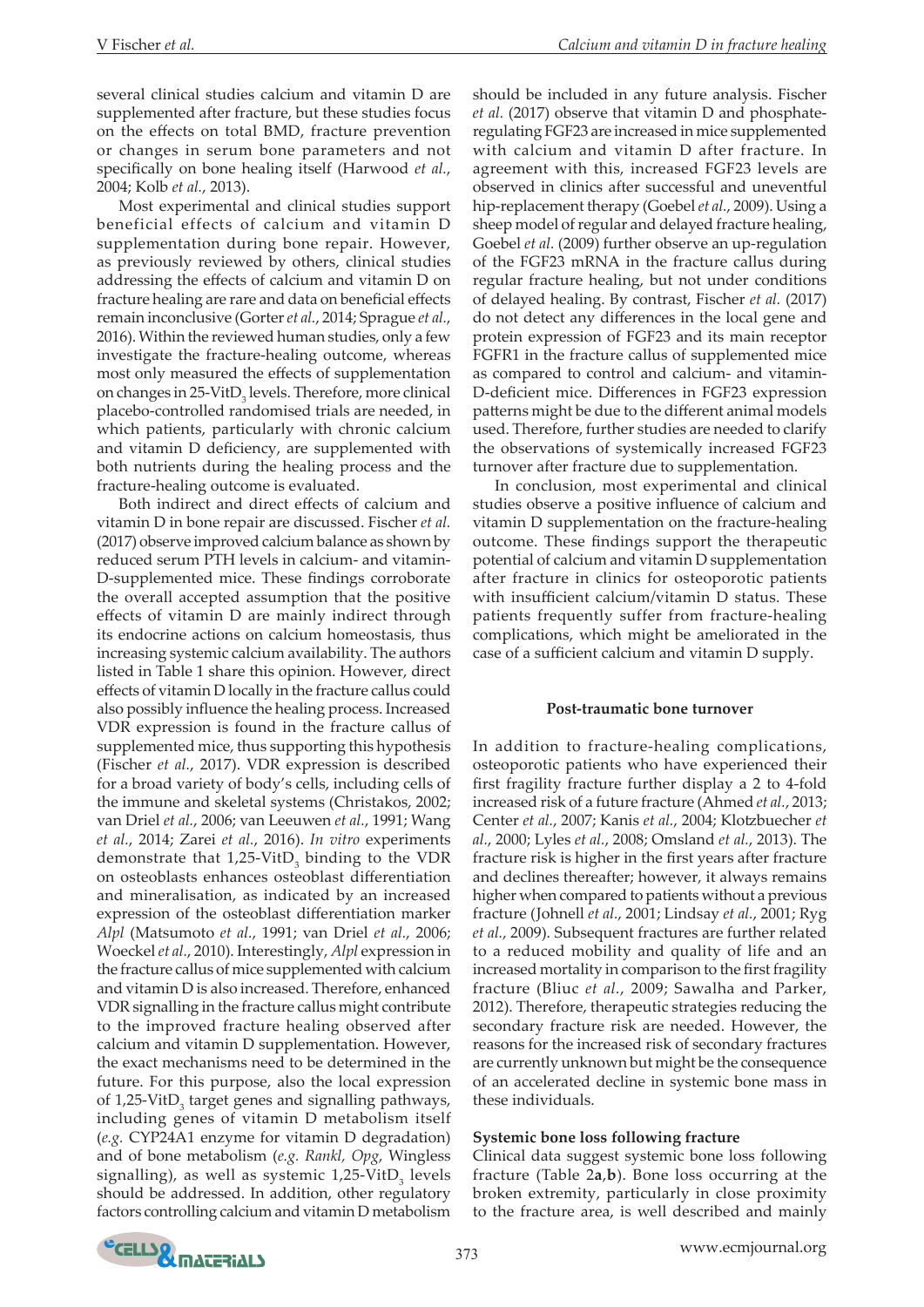several clinical studies calcium and vitamin D are supplemented after fracture, but these studies focus on the effects on total BMD, fracture prevention or changes in serum bone parameters and not specifically on bone healing itself (Harwood *et al.*, 2004; Kolb *et al.*, 2013).

Most experimental and clinical studies support beneficial effects of calcium and vitamin D supplementation during bone repair. However, as previously reviewed by others, clinical studies addressing the effects of calcium and vitamin D on fracture healing are rare and data on beneficial effects remain inconclusive (Gorter *et al.*, 2014; Sprague *et al.*, 2016). Within the reviewed human studies, only a few investigate the fracture-healing outcome, whereas most only measured the effects of supplementation on changes in 25-VitD$_3$ levels. Therefore, more clinical placebo-controlled randomised trials are needed, in which patients, particularly with chronic calcium and vitamin D deficiency, are supplemented with both nutrients during the healing process and the fracture-healing outcome is evaluated.

Both indirect and direct effects of calcium and vitamin D in bone repair are discussed. Fischer *et al.* (2017) observe improved calcium balance as shown by reduced serum PTH levels in calcium- and vitamin-D-supplemented mice. These findings corroborate the overall accepted assumption that the positive effects of vitamin D are mainly indirect through its endocrine actions on calcium homeostasis, thus increasing systemic calcium availability. The authors listed in Table 1 share this opinion. However, direct effects of vitamin D locally in the fracture callus could also possibly influence the healing process. Increased VDR expression is found in the fracture callus of supplemented mice, thus supporting this hypothesis (Fischer *et al.*, 2017). VDR expression is described for a broad variety of body's cells, including cells of the immune and skeletal systems (Christakos, 2002; van Driel *et al.*, 2006; van Leeuwen *et al.*, 1991; Wang *et al.*, 2014; Zarei *et al.*, 2016). *In vitro* experiments demonstrate that 1,25-VitD$_3$ binding to the VDR on osteoblasts enhances osteoblast differentiation and mineralisation, as indicated by an increased expression of the osteoblast differentiation marker *Alpl* (Matsumoto *et al.*, 1991; van Driel *et al.*, 2006; Woeckel *et al.*, 2010). Interestingly, *Alpl* expression in the fracture callus of mice supplemented with calcium and vitamin D is also increased. Therefore, enhanced VDR signalling in the fracture callus might contribute to the improved fracture healing observed after calcium and vitamin D supplementation. However, the exact mechanisms need to be determined in the future. For this purpose, also the local expression of 1,25-VitD$_3$ target genes and signalling pathways, including genes of vitamin D metabolism itself (*e.g.* CYP24A1 enzyme for vitamin D degradation) and of bone metabolism (*e.g. Rankl, Opg*, Wingless signalling), as well as systemic 1,25-VitD$_3$ levels should be addressed. In addition, other regulatory factors controlling calcium and vitamin D metabolism should be included in any future analysis. Fischer *et al.* (2017) observe that vitamin D and phosphate-regulating FGF23 are increased in mice supplemented with calcium and vitamin D after fracture. In agreement with this, increased FGF23 levels are observed in clinics after successful and uneventful hip-replacement therapy (Goebel *et al.*, 2009). Using a sheep model of regular and delayed fracture healing, Goebel *et al.* (2009) further observe an up-regulation of the FGF23 mRNA in the fracture callus during regular fracture healing, but not under conditions of delayed healing. By contrast, Fischer *et al.* (2017) do not detect any differences in the local gene and protein expression of FGF23 and its main receptor FGFR1 in the fracture callus of supplemented mice as compared to control and calcium- and vitamin-D-deficient mice. Differences in FGF23 expression patterns might be due to the different animal models used. Therefore, further studies are needed to clarify the observations of systemically increased FGF23 turnover after fracture due to supplementation.

In conclusion, most experimental and clinical studies observe a positive influence of calcium and vitamin D supplementation on the fracture-healing outcome. These findings support the therapeutic potential of calcium and vitamin D supplementation after fracture in clinics for osteoporotic patients with insufficient calcium/vitamin D status. These patients frequently suffer from fracture-healing complications, which might be ameliorated in the case of a sufficient calcium and vitamin D supply.

## Post-traumatic bone turnover

In addition to fracture-healing complications, osteoporotic patients who have experienced their first fragility fracture further display a 2 to 4-fold increased risk of a future fracture (Ahmed *et al.*, 2013; Center *et al.*, 2007; Kanis *et al.*, 2004; Klotzbuecher *et al.*, 2000; Lyles *et al.*, 2008; Omsland *et al.*, 2013). The fracture risk is higher in the first years after fracture and declines thereafter; however, it always remains higher when compared to patients without a previous fracture (Johnell *et al.*, 2001; Lindsay *et al.*, 2001; Ryg *et al.*, 2009). Subsequent fractures are further related to a reduced mobility and quality of life and an increased mortality in comparison to the first fragility fracture (Bliuc *et al.*, 2009; Sawalha and Parker, 2012). Therefore, therapeutic strategies reducing the secondary fracture risk are needed. However, the reasons for the increased risk of secondary fractures are currently unknown but might be the consequence of an accelerated decline in systemic bone mass in these individuals.

### Systemic bone loss following fracture

Clinical data suggest systemic bone loss following fracture (Table 2**a**,**b**). Bone loss occurring at the broken extremity, particularly in close proximity to the fracture area, is well described and mainly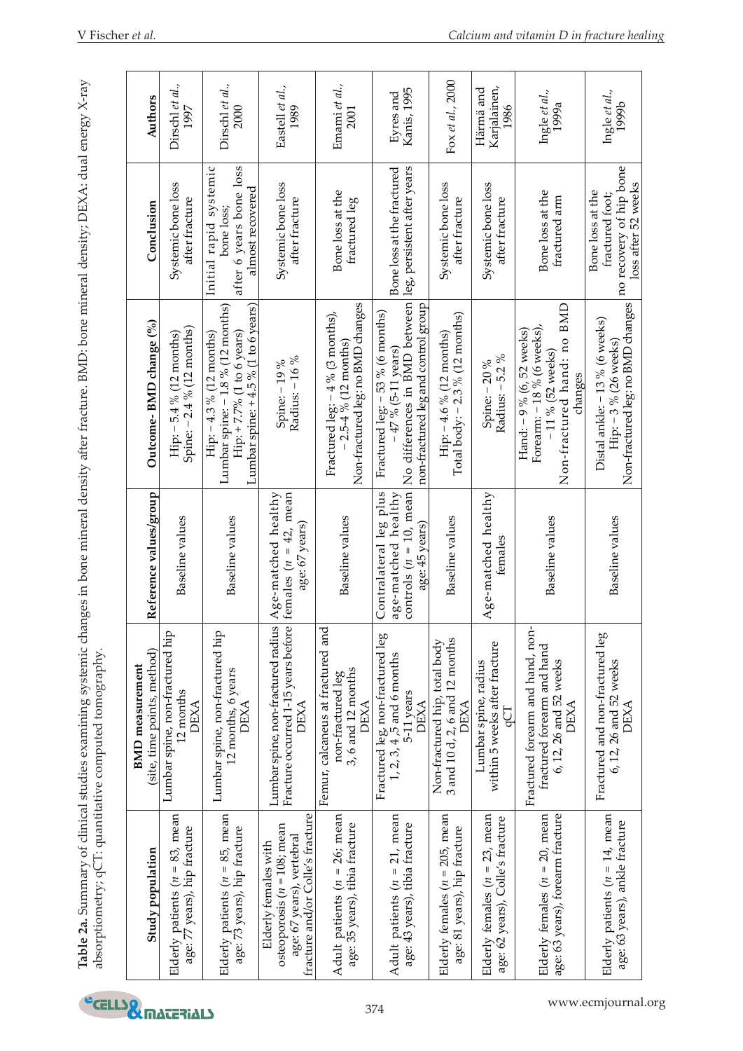**Table 2a.** Summary of clinical studies examining systemic changes in bone mineral density after fracture. BMD: bone mineral density; DEXA: dual energy X-ray absorptiometry; qCT: quantitative computed tomography.

| Study population | BMD measurement (site, time points, method) | Reference values/group | Outcome- BMD change (%) | Conclusion | Authors |
|---|---|---|---|---|---|
| Elderly patients ($n$ = 83, mean age: 77 years), hip fracture | Lumbar spine, non-fractured hip 12 months DEXA | Baseline values | Hip: − 5.4 % (12 months) Spine: − 2.4 % (12 months) | Systemic bone loss after fracture | Dirschl *et al.*, 1997 |
| Elderly patients ($n$ = 85, mean age: 73 years), hip fracture | Lumbar spine, non-fractured hip 12 months, 6 years DEXA | Baseline values | Hip: − 4.3 % (12 months) Lumbar spine: − 1.8 % (12 months) Hip: + 7.7% (1 to 6 years) Lumbar spine: + 4.5 % (1 to 6 years) | Initial rapid systemic bone loss; after 6 years bone loss almost recovered | Dirschl *et al.*, 2000 |
| Elderly females with osteoporosis ($n$ =108; mean age: 67 years), vertebral fracture and/or Colle's fracture | Lumbar spine, non-fractured radius Fracture occurred 1-15 years before DEXA | Age-matched healthy females ($n$ = 42, mean age: 67 years) | Spine: − 19 % Radius: − 16 % | Systemic bone loss after fracture | Eastell *et al.*, 1989 |
| Adult patients ($n$ = 26; mean age: 35 years), tibia fracture | Femur, calcaneus at fractured and non-fractured leg 3, 6 and 12 months DEXA | Baseline values | Fractured leg: − 4 % (3 months), − 2.5-4 % (12 months) Non-fractured leg: no BMD changes | Bone loss at the fractured leg | Emami *et al.*, 2001 |
| Adult patients ($n$ = 21, mean age: 43 years), tibia fracture | Fractured leg, non-fractured leg 1, 2, 3, 4 ,5 and 6 months 5-11 years DEXA | Contralateral leg plus age-matched healthy controls ($n$ = 10, mean age: 45 years) | Fractured leg: − 53 % (6 months) − 47 % (5-11 years) No differences in BMD between non-fractured leg and control group | Bone loss at the fractured leg, persistent after years | Eyres and Kanis, 1995 |
| Elderly females ($n$ = 205, mean age: 81 years), hip fracture | Non-fractured hip, total body 3 and 10 d, 2, 6 and 12 months DEXA | Baseline values | Hip: − 4.6 % (12 months) Total body: − 2.3 % (12 months) | Systemic bone loss after fracture | Fox *et al.*, 2000 |
| Elderly females ($n$ = 23, mean age: 62 years), Colle's fracture | Lumbar spine, radius within 5 weeks after fracture qCT | Age-matched healthy females | Spine: − 20 % Radius: − 5.2 % | Systemic bone loss after fracture | Härmä and Karjalainen, 1986 |
| Elderly females ($n$ = 20, mean age: 63 years), forearm fracture | Fractured forearm and hand, non-fractured forearm and hand 6, 12, 26 and 52 weeks DEXA | Baseline values | Hand: − 9 % (6, 52 weeks) Forearm: − 18 % (6 weeks), − 11 % (52 weeks) Non-fractured hand: no BMD changes | Bone loss at the fractured arm | Ingle *et al.*, 1999a |
| Elderly patients ($n$ = 14, mean age: 63 years), ankle fracture | Fractured and non-fractured leg 6, 12, 26 and 52 weeks DEXA | Baseline values | Distal ankle: − 13 % (6 weeks) Hip: − 3 % (26 weeks) Non-fractured leg: no BMD changes | Bone loss at the fractured foot; no recovery of hip bone loss after 52 weeks | Ingle *et al.*, 1999b |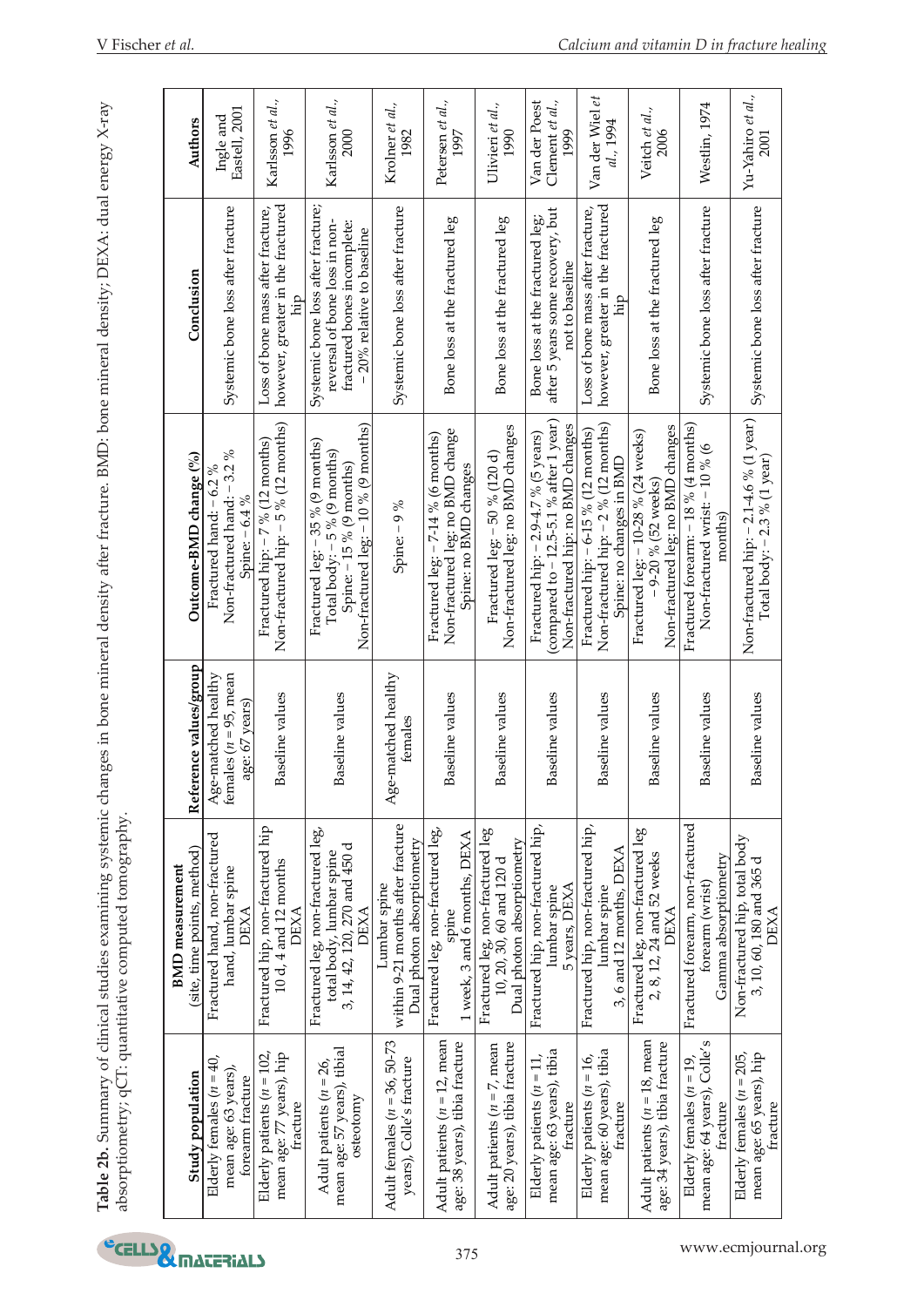**Table 2b.** Summary of clinical studies examining systemic changes in bone mineral density after fracture. BMD: bone mineral density; DEXA: dual energy X-ray absorptiometry; qCT: quantitative computed tomography.

| Study population | BMD measurement (site, time points, method) | Reference values/group | Outcome-BMD change (%) | Conclusion | Authors |
|---|---|---|---|---|---|
| Elderly females ($n = 40$, mean age: 63 years), forearm fracture | Fractured hand, non-fractured hand, lumbar spine DEXA | Age-matched healthy females ($n = 95$, mean age: 67 years) | Fractured hand: − 6.2 % Non-fractured hand: − 3.2 % Spine: − 6.4 % | Systemic bone loss after fracture | Ingle and Eastell, 2001 |
| Elderly patients ($n = 102$, mean age: 77 years), hip fracture | Fractured hip, non-fractured hip 10 d, 4 and 12 months DEXA | Baseline values | Fractured hip: − 7 % (12 months) Non-fractured hip: − 5 % (12 months) | Loss of bone mass after fracture, however, greater in the fractured hip | Karlsson *et al.*, 1996 |
| Adult patients ($n = 26$, mean age: 57 years), tibial osteotomy | Fractured leg, non-fractured leg, total body, lumbar spine 3, 14, 42, 120, 270 and 450 d DEXA | Baseline values | Fractured leg: − 35 % (9 months) Total body: − 5 % (9 months) Spine: − 15 % (9 months) Non-fractured leg: − 10 % (9 months) | Systemic bone loss after fracture; reversal of bone loss in non-fractured bones incomplete: − 20% relative to baseline | Karlsson *et al.*, 2000 |
| Adult females ($n = 36$, 50-73 years), Colle's fracture | Lumbar spine within 9-21 months after fracture Dual photon absorptiometry | Age-matched healthy females | Spine: − 9 % | Systemic bone loss after fracture | Krolner *et al.*, 1982 |
| Adult patients ($n = 12$, mean age: 38 years), tibia fracture | Fractured leg, non-fractured leg, spine 1 week, 3 and 6 months, DEXA | Baseline values | Fractured leg: − 7-14 % (6 months) Non-fractured leg: no BMD change Spine: no BMD changes | Bone loss at the fractured leg | Petersen *et al.*, 1997 |
| Adult patients ($n = 7$, mean age: 20 years), tibia fracture | Fractured leg, non-fractured leg 10, 20, 30, 60 and 120 d Dual photon absorptiometry | Baseline values | Fractured leg: − 50 % (120 d) Non-fractured leg: no BMD changes | Bone loss at the fractured leg | Ulivieri *et al.*, 1990 |
| Elderly patients ($n = 11$, mean age: 63 years), tibia fracture | Fractured hip, non-fractured hip, lumbar spine 5 years, DEXA | Baseline values | Fractured hip: − 2.9-4.7 % (5 years) (compared to − 12.5-5.1 % after 1 year) Non-fractured hip: no BMD changes | Bone loss at the fractured leg; after 5 years some recovery, but not to baseline | Van der Poest Clement *et al.*, 1999 |
| Elderly patients ($n = 16$, mean age: 60 years), tibia fracture | Fractured hip, non-fractured hip, lumbar spine 3, 6 and 12 months, DEXA | Baseline values | Fractured hip: − 6-15 % (12 months) Non-fractured hip: − 2 % (12 months) Spine: no changes in BMD | Loss of bone mass after fracture, however, greater in the fractured hip | Van der Wiel *et al.*, 1994 |
| Adult patients ($n = 18$, mean age: 34 years), tibia fracture | Fractured leg, non-fractured leg 2, 8, 12, 24 and 52 weeks DEXA | Baseline values | Fractured leg: − 10-28 % (24 weeks) − 9-20 % (52 weeks) Non-fractured leg: no BMD changes | Bone loss at the fractured leg | Veitch *et al.*, 2006 |
| Elderly females ($n = 19$, mean age: 64 years), Colle's fracture | Fractured forearm, non-fractured forearm (wrist) Gamma absorptiometry | Baseline values | Fractured forearm: − 18 % (4 months) Non-fractured wrist: − 10 % (6 months) | Systemic bone loss after fracture | Westlin, 1974 |
| Elderly females ($n = 205$, mean age: 65 years), hip fracture | Non-fractured hip, total body 3, 10, 60, 180 and 365 d DEXA | Baseline values | Non-fractured hip: − 2.1-4.6 % (1 year) Total body: − 2.3 % (1 year) | Systemic bone loss after fracture | Yu-Yahiro *et al.*, 2001 |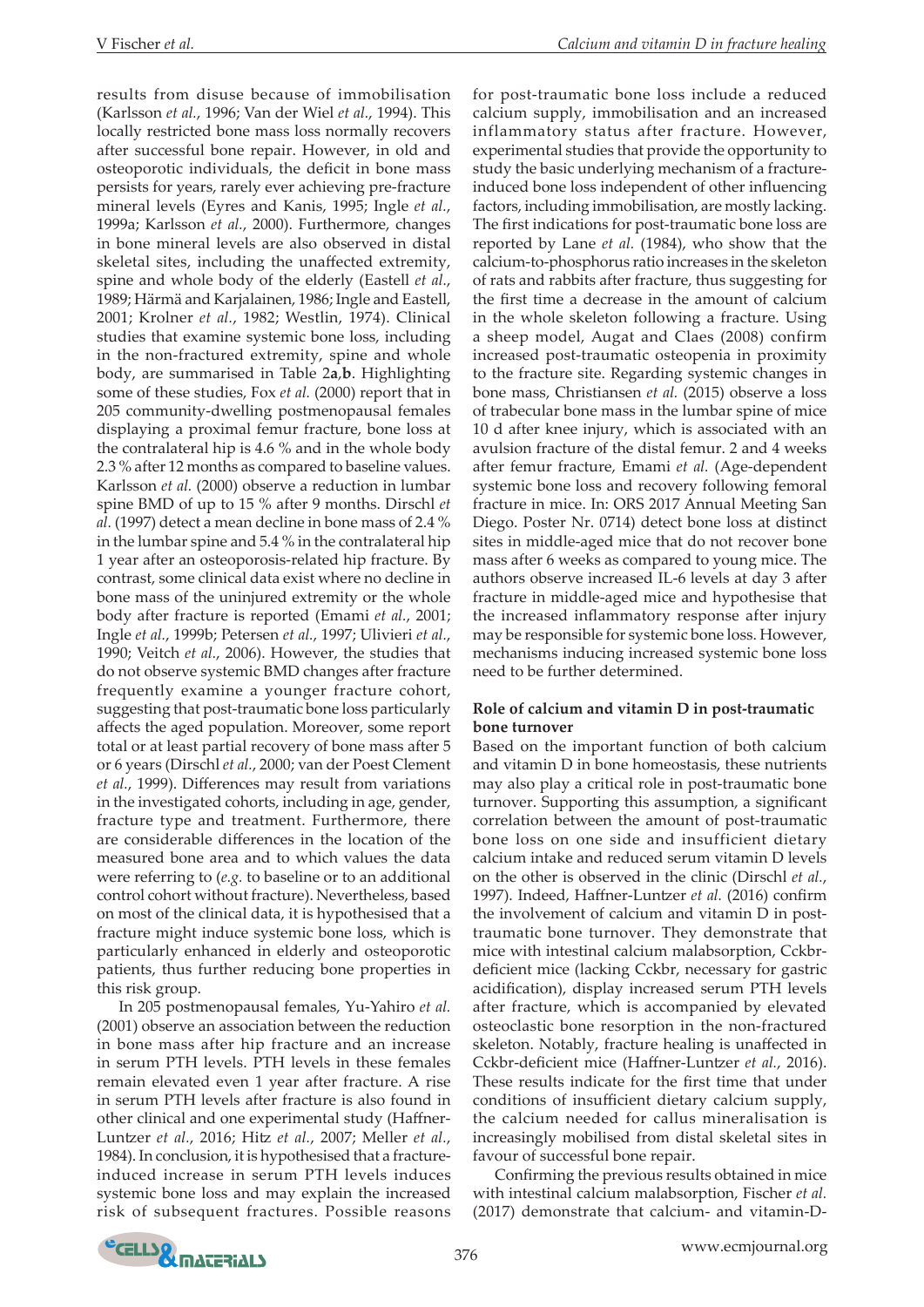results from disuse because of immobilisation (Karlsson *et al.*, 1996; Van der Wiel *et al.*, 1994). This locally restricted bone mass loss normally recovers after successful bone repair. However, in old and osteoporotic individuals, the deficit in bone mass persists for years, rarely ever achieving pre-fracture mineral levels (Eyres and Kanis, 1995; Ingle *et al.*, 1999a; Karlsson *et al.*, 2000). Furthermore, changes in bone mineral levels are also observed in distal skeletal sites, including the unaffected extremity, spine and whole body of the elderly (Eastell *et al.*, 1989; Härmä and Karjalainen, 1986; Ingle and Eastell, 2001; Krolner *et al.*, 1982; Westlin, 1974). Clinical studies that examine systemic bone loss, including in the non-fractured extremity, spine and whole body, are summarised in Table **2a**,**b**. Highlighting some of these studies, Fox *et al.* (2000) report that in 205 community-dwelling postmenopausal females displaying a proximal femur fracture, bone loss at the contralateral hip is 4.6 % and in the whole body 2.3 % after 12 months as compared to baseline values. Karlsson *et al.* (2000) observe a reduction in lumbar spine BMD of up to 15 % after 9 months. Dirschl *et al.* (1997) detect a mean decline in bone mass of 2.4 % in the lumbar spine and 5.4 % in the contralateral hip 1 year after an osteoporosis-related hip fracture. By contrast, some clinical data exist where no decline in bone mass of the uninjured extremity or the whole body after fracture is reported (Emami *et al.*, 2001; Ingle *et al.*, 1999b; Petersen *et al.*, 1997; Ulivieri *et al.*, 1990; Veitch *et al.*, 2006). However, the studies that do not observe systemic BMD changes after fracture frequently examine a younger fracture cohort, suggesting that post-traumatic bone loss particularly affects the aged population. Moreover, some report total or at least partial recovery of bone mass after 5 or 6 years (Dirschl *et al.*, 2000; van der Poest Clement *et al.*, 1999). Differences may result from variations in the investigated cohorts, including in age, gender, fracture type and treatment. Furthermore, there are considerable differences in the location of the measured bone area and to which values the data were referring to (*e.g.* to baseline or to an additional control cohort without fracture). Nevertheless, based on most of the clinical data, it is hypothesised that a fracture might induce systemic bone loss, which is particularly enhanced in elderly and osteoporotic patients, thus further reducing bone properties in this risk group.

In 205 postmenopausal females, Yu-Yahiro *et al.* (2001) observe an association between the reduction in bone mass after hip fracture and an increase in serum PTH levels. PTH levels in these females remain elevated even 1 year after fracture. A rise in serum PTH levels after fracture is also found in other clinical and one experimental study (Haffner-Luntzer *et al.*, 2016; Hitz *et al.*, 2007; Meller *et al.*, 1984). In conclusion, it is hypothesised that a fracture-induced increase in serum PTH levels induces systemic bone loss and may explain the increased risk of subsequent fractures. Possible reasons for post-traumatic bone loss include a reduced calcium supply, immobilisation and an increased inflammatory status after fracture. However, experimental studies that provide the opportunity to study the basic underlying mechanism of a fracture-induced bone loss independent of other influencing factors, including immobilisation, are mostly lacking. The first indications for post-traumatic bone loss are reported by Lane *et al.* (1984), who show that the calcium-to-phosphorus ratio increases in the skeleton of rats and rabbits after fracture, thus suggesting for the first time a decrease in the amount of calcium in the whole skeleton following a fracture. Using a sheep model, Augat and Claes (2008) confirm increased post-traumatic osteopenia in proximity to the fracture site. Regarding systemic changes in bone mass, Christiansen *et al.* (2015) observe a loss of trabecular bone mass in the lumbar spine of mice 10 d after knee injury, which is associated with an avulsion fracture of the distal femur. 2 and 4 weeks after femur fracture, Emami *et al.* (Age-dependent systemic bone loss and recovery following femoral fracture in mice. In: ORS 2017 Annual Meeting San Diego. Poster Nr. 0714) detect bone loss at distinct sites in middle-aged mice that do not recover bone mass after 6 weeks as compared to young mice. The authors observe increased IL-6 levels at day 3 after fracture in middle-aged mice and hypothesise that the increased inflammatory response after injury may be responsible for systemic bone loss. However, mechanisms inducing increased systemic bone loss need to be further determined.

**Role of calcium and vitamin D in post-traumatic bone turnover**

Based on the important function of both calcium and vitamin D in bone homeostasis, these nutrients may also play a critical role in post-traumatic bone turnover. Supporting this assumption, a significant correlation between the amount of post-traumatic bone loss on one side and insufficient dietary calcium intake and reduced serum vitamin D levels on the other is observed in the clinic (Dirschl *et al.*, 1997). Indeed, Haffner-Luntzer *et al.* (2016) confirm the involvement of calcium and vitamin D in post-traumatic bone turnover. They demonstrate that mice with intestinal calcium malabsorption, Cckbr-deficient mice (lacking Cckbr, necessary for gastric acidification), display increased serum PTH levels after fracture, which is accompanied by elevated osteoclastic bone resorption in the non-fractured skeleton. Notably, fracture healing is unaffected in Cckbr-deficient mice (Haffner-Luntzer *et al.*, 2016). These results indicate for the first time that under conditions of insufficient dietary calcium supply, the calcium needed for callus mineralisation is increasingly mobilised from distal skeletal sites in favour of successful bone repair.

Confirming the previous results obtained in mice with intestinal calcium malabsorption, Fischer *et al.* (2017) demonstrate that calcium- and vitamin-D-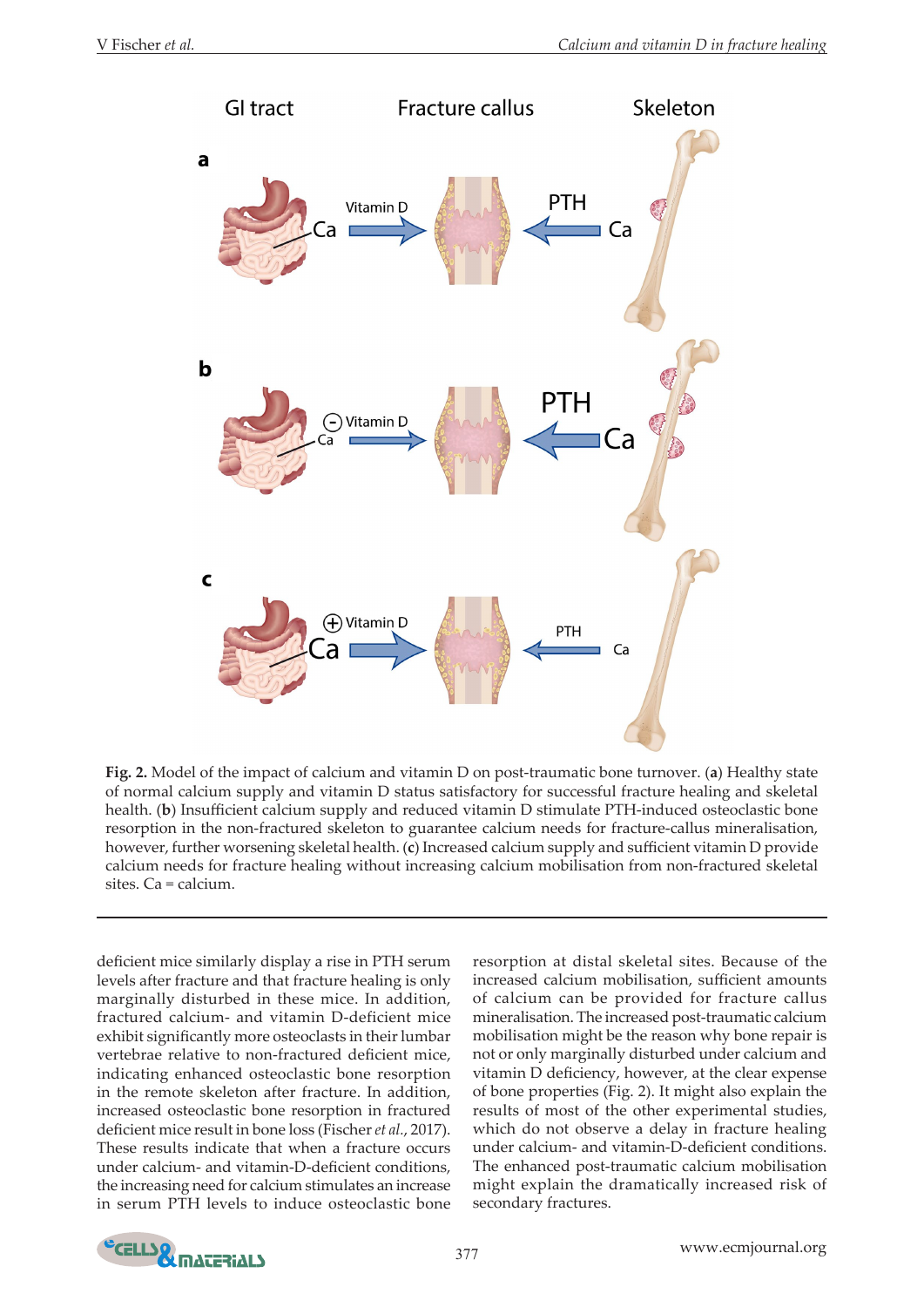**Fig. 2.** Model of the impact of calcium and vitamin D on post-traumatic bone turnover. (**a**) Healthy state of normal calcium supply and vitamin D status satisfactory for successful fracture healing and skeletal health. (**b**) Insufficient calcium supply and reduced vitamin D stimulate PTH-induced osteoclastic bone resorption in the non-fractured skeleton to guarantee calcium needs for fracture-callus mineralisation, however, further worsening skeletal health. (**c**) Increased calcium supply and sufficient vitamin D provide calcium needs for fracture healing without increasing calcium mobilisation from non-fractured skeletal sites. Ca = calcium.

deficient mice similarly display a rise in PTH serum levels after fracture and that fracture healing is only marginally disturbed in these mice. In addition, fractured calcium- and vitamin D-deficient mice exhibit significantly more osteoclasts in their lumbar vertebrae relative to non-fractured deficient mice, indicating enhanced osteoclastic bone resorption in the remote skeleton after fracture. In addition, increased osteoclastic bone resorption in fractured deficient mice result in bone loss (Fischer *et al.*, 2017). These results indicate that when a fracture occurs under calcium- and vitamin-D-deficient conditions, the increasing need for calcium stimulates an increase in serum PTH levels to induce osteoclastic bone resorption at distal skeletal sites. Because of the increased calcium mobilisation, sufficient amounts of calcium can be provided for fracture callus mineralisation. The increased post-traumatic calcium mobilisation might be the reason why bone repair is not or only marginally disturbed under calcium and vitamin D deficiency, however, at the clear expense of bone properties (Fig. 2). It might also explain the results of most of the other experimental studies, which do not observe a delay in fracture healing under calcium- and vitamin-D-deficient conditions. The enhanced post-traumatic calcium mobilisation might explain the dramatically increased risk of secondary fractures.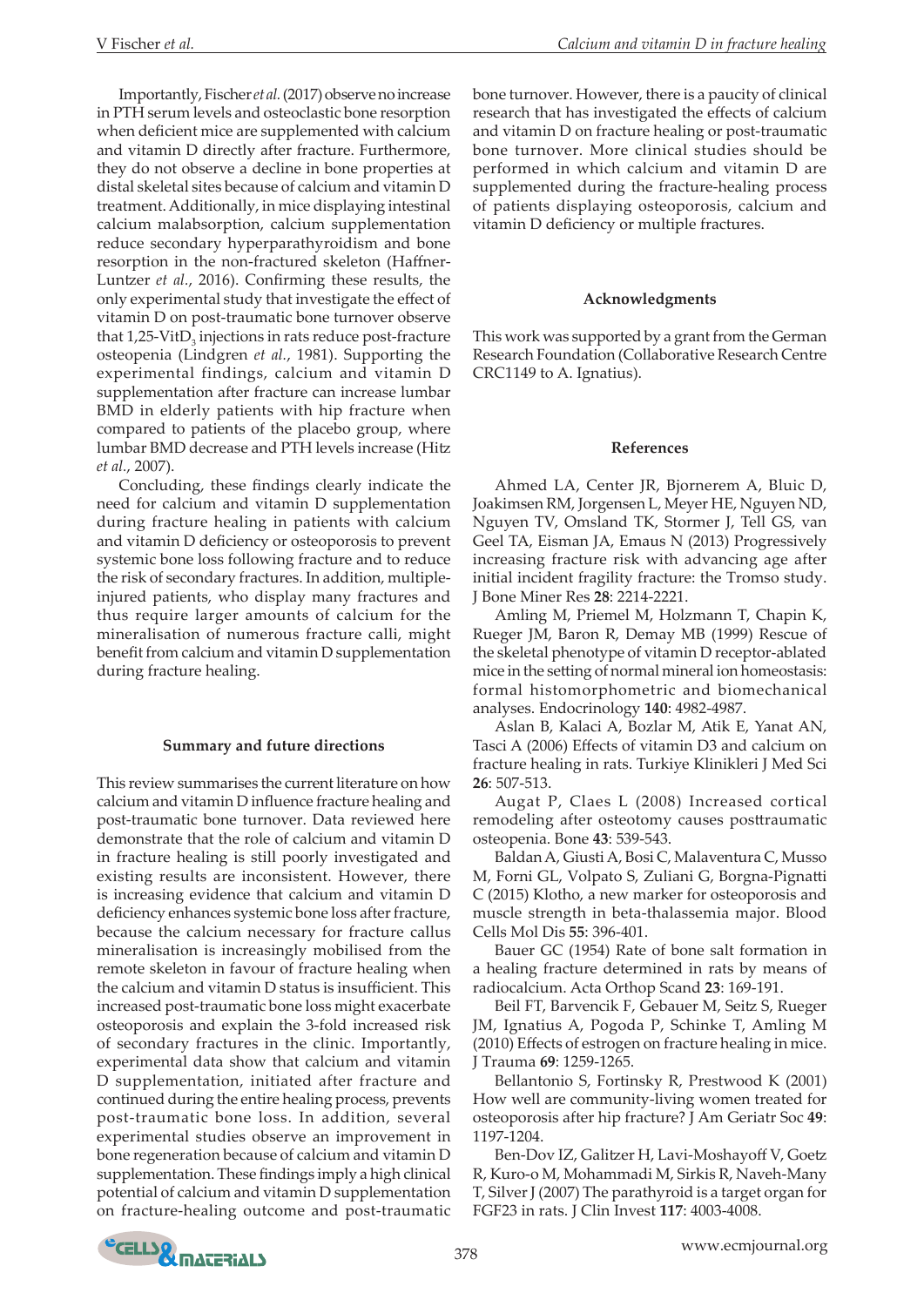Importantly, Fischer *et al.* (2017) observe no increase in PTH serum levels and osteoclastic bone resorption when deficient mice are supplemented with calcium and vitamin D directly after fracture. Furthermore, they do not observe a decline in bone properties at distal skeletal sites because of calcium and vitamin D treatment. Additionally, in mice displaying intestinal calcium malabsorption, calcium supplementation reduce secondary hyperparathyroidism and bone resorption in the non-fractured skeleton (Haffner-Luntzer *et al.*, 2016). Confirming these results, the only experimental study that investigate the effect of vitamin D on post-traumatic bone turnover observe that 1,25-VitD$_3$ injections in rats reduce post-fracture osteopenia (Lindgren *et al.*, 1981). Supporting the experimental findings, calcium and vitamin D supplementation after fracture can increase lumbar BMD in elderly patients with hip fracture when compared to patients of the placebo group, where lumbar BMD decrease and PTH levels increase (Hitz *et al.*, 2007).

Concluding, these findings clearly indicate the need for calcium and vitamin D supplementation during fracture healing in patients with calcium and vitamin D deficiency or osteoporosis to prevent systemic bone loss following fracture and to reduce the risk of secondary fractures. In addition, multiple-injured patients, who display many fractures and thus require larger amounts of calcium for the mineralisation of numerous fracture calli, might benefit from calcium and vitamin D supplementation during fracture healing.

## Summary and future directions

This review summarises the current literature on how calcium and vitamin D influence fracture healing and post-traumatic bone turnover. Data reviewed here demonstrate that the role of calcium and vitamin D in fracture healing is still poorly investigated and existing results are inconsistent. However, there is increasing evidence that calcium and vitamin D deficiency enhances systemic bone loss after fracture, because the calcium necessary for fracture callus mineralisation is increasingly mobilised from the remote skeleton in favour of fracture healing when the calcium and vitamin D status is insufficient. This increased post-traumatic bone loss might exacerbate osteoporosis and explain the 3-fold increased risk of secondary fractures in the clinic. Importantly, experimental data show that calcium and vitamin D supplementation, initiated after fracture and continued during the entire healing process, prevents post-traumatic bone loss. In addition, several experimental studies observe an improvement in bone regeneration because of calcium and vitamin D supplementation. These findings imply a high clinical potential of calcium and vitamin D supplementation on fracture-healing outcome and post-traumatic bone turnover. However, there is a paucity of clinical research that has investigated the effects of calcium and vitamin D on fracture healing or post-traumatic bone turnover. More clinical studies should be performed in which calcium and vitamin D are supplemented during the fracture-healing process of patients displaying osteoporosis, calcium and vitamin D deficiency or multiple fractures.

## Acknowledgments

This work was supported by a grant from the German Research Foundation (Collaborative Research Centre CRC1149 to A. Ignatius).

## References

Ahmed LA, Center JR, Bjornerem A, Bluic D, Joakimsen RM, Jorgensen L, Meyer HE, Nguyen ND, Nguyen TV, Omsland TK, Stormer J, Tell GS, van Geel TA, Eisman JA, Emaus N (2013) Progressively increasing fracture risk with advancing age after initial incident fragility fracture: the Tromso study. J Bone Miner Res **28**: 2214-2221.

Amling M, Priemel M, Holzmann T, Chapin K, Rueger JM, Baron R, Demay MB (1999) Rescue of the skeletal phenotype of vitamin D receptor-ablated mice in the setting of normal mineral ion homeostasis: formal histomorphometric and biomechanical analyses. Endocrinology **140**: 4982-4987.

Aslan B, Kalaci A, Bozlar M, Atik E, Yanat AN, Tasci A (2006) Effects of vitamin D3 and calcium on fracture healing in rats. Turkiye Klinikleri J Med Sci **26**: 507-513.

Augat P, Claes L (2008) Increased cortical remodeling after osteotomy causes posttraumatic osteopenia. Bone **43**: 539-543.

Baldan A, Giusti A, Bosi C, Malaventura C, Musso M, Forni GL, Volpato S, Zuliani G, Borgna-Pignatti C (2015) Klotho, a new marker for osteoporosis and muscle strength in beta-thalassemia major. Blood Cells Mol Dis **55**: 396-401.

Bauer GC (1954) Rate of bone salt formation in a healing fracture determined in rats by means of radiocalcium. Acta Orthop Scand **23**: 169-191.

Beil FT, Barvencik F, Gebauer M, Seitz S, Rueger JM, Ignatius A, Pogoda P, Schinke T, Amling M (2010) Effects of estrogen on fracture healing in mice. J Trauma **69**: 1259-1265.

Bellantonio S, Fortinsky R, Prestwood K (2001) How well are community-living women treated for osteoporosis after hip fracture? J Am Geriatr Soc **49**: 1197-1204.

Ben-Dov IZ, Galitzer H, Lavi-Moshayoff V, Goetz R, Kuro-o M, Mohammadi M, Sirkis R, Naveh-Many T, Silver J (2007) The parathyroid is a target organ for FGF23 in rats. J Clin Invest **117**: 4003-4008.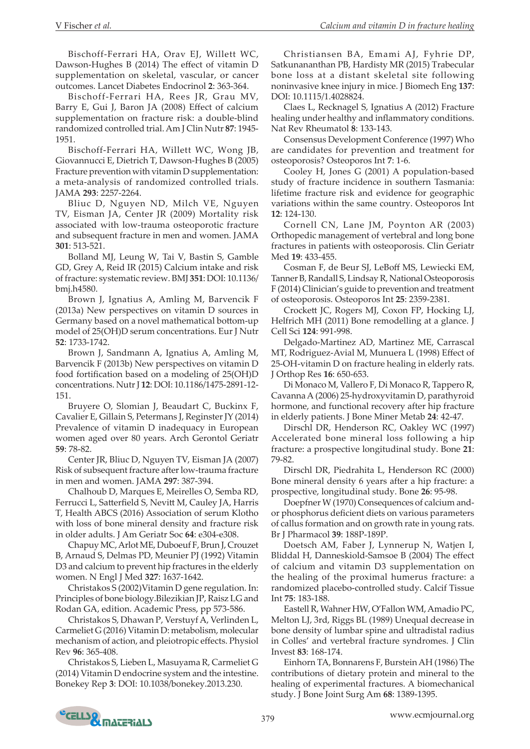Bischoff-Ferrari HA, Orav EJ, Willett WC, Dawson-Hughes B (2014) The effect of vitamin D supplementation on skeletal, vascular, or cancer outcomes. Lancet Diabetes Endocrinol **2**: 363-364.

Bischoff-Ferrari HA, Rees JR, Grau MV, Barry E, Gui J, Baron JA (2008) Effect of calcium supplementation on fracture risk: a double-blind randomized controlled trial. Am J Clin Nutr **87**: 1945-1951.

Bischoff-Ferrari HA, Willett WC, Wong JB, Giovannucci E, Dietrich T, Dawson-Hughes B (2005) Fracture prevention with vitamin D supplementation: a meta-analysis of randomized controlled trials. JAMA **293**: 2257-2264.

Bliuc D, Nguyen ND, Milch VE, Nguyen TV, Eisman JA, Center JR (2009) Mortality risk associated with low-trauma osteoporotic fracture and subsequent fracture in men and women. JAMA **301**: 513-521.

Bolland MJ, Leung W, Tai V, Bastin S, Gamble GD, Grey A, Reid IR (2015) Calcium intake and risk of fracture: systematic review. BMJ **351**: DOI: 10.1136/bmj.h4580.

Brown J, Ignatius A, Amling M, Barvencik F (2013a) New perspectives on vitamin D sources in Germany based on a novel mathematical bottom-up model of 25(OH)D serum concentrations. Eur J Nutr **52**: 1733-1742.

Brown J, Sandmann A, Ignatius A, Amling M, Barvencik F (2013b) New perspectives on vitamin D food fortification based on a modeling of 25(OH)D concentrations. Nutr J **12**: DOI: 10.1186/1475-2891-12-151.

Bruyere O, Slomian J, Beaudart C, Buckinx F, Cavalier E, Gillain S, Petermans J, Reginster JY (2014) Prevalence of vitamin D inadequacy in European women aged over 80 years. Arch Gerontol Geriatr **59**: 78-82.

Center JR, Bliuc D, Nguyen TV, Eisman JA (2007) Risk of subsequent fracture after low-trauma fracture in men and women. JAMA **297**: 387-394.

Chalhoub D, Marques E, Meirelles O, Semba RD, Ferrucci L, Satterfield S, Nevitt M, Cauley JA, Harris T, Health ABCS (2016) Association of serum Klotho with loss of bone mineral density and fracture risk in older adults. J Am Geriatr Soc **64**: e304-e308.

Chapuy MC, Arlot ME, Duboeuf F, Brun J, Crouzet B, Arnaud S, Delmas PD, Meunier PJ (1992) Vitamin D3 and calcium to prevent hip fractures in the elderly women. N Engl J Med **327**: 1637-1642.

Christakos S (2002)Vitamin D gene regulation. In: Principles of bone biology.Bilezikian JP, Raisz LG and Rodan GA, edition. Academic Press, pp 573-586.

Christakos S, Dhawan P, Verstuyf A, Verlinden L, Carmeliet G (2016) Vitamin D: metabolism, molecular mechanism of action, and pleiotropic effects. Physiol Rev **96**: 365-408.

Christakos S, Lieben L, Masuyama R, Carmeliet G (2014) Vitamin D endocrine system and the intestine. Bonekey Rep **3**: DOI: 10.1038/bonekey.2013.230.

Christiansen BA, Emami AJ, Fyhrie DP, Satkunananthan PB, Hardisty MR (2015) Trabecular bone loss at a distant skeletal site following noninvasive knee injury in mice. J Biomech Eng **137**: DOI: 10.1115/1.4028824.

Claes L, Recknagel S, Ignatius A (2012) Fracture healing under healthy and inflammatory conditions. Nat Rev Rheumatol **8**: 133-143.

Consensus Development Conference (1997) Who are candidates for prevention and treatment for osteoporosis? Osteoporos Int **7**: 1-6.

Cooley H, Jones G (2001) A population-based study of fracture incidence in southern Tasmania: lifetime fracture risk and evidence for geographic variations within the same country. Osteoporos Int **12**: 124-130.

Cornell CN, Lane JM, Poynton AR (2003) Orthopedic management of vertebral and long bone fractures in patients with osteoporosis. Clin Geriatr Med **19**: 433-455.

Cosman F, de Beur SJ, LeBoff MS, Lewiecki EM, Tanner B, Randall S, Lindsay R, National Osteoporosis F (2014) Clinician's guide to prevention and treatment of osteoporosis. Osteoporos Int **25**: 2359-2381.

Crockett JC, Rogers MJ, Coxon FP, Hocking LJ, Helfrich MH (2011) Bone remodelling at a glance. J Cell Sci **124**: 991-998.

Delgado-Martinez AD, Martinez ME, Carrascal MT, Rodriguez-Avial M, Munuera L (1998) Effect of 25-OH-vitamin D on fracture healing in elderly rats. J Orthop Res **16**: 650-653.

Di Monaco M, Vallero F, Di Monaco R, Tappero R, Cavanna A (2006) 25-hydroxyvitamin D, parathyroid hormone, and functional recovery after hip fracture in elderly patients. J Bone Miner Metab **24**: 42-47.

Dirschl DR, Henderson RC, Oakley WC (1997) Accelerated bone mineral loss following a hip fracture: a prospective longitudinal study. Bone **21**: 79-82.

Dirschl DR, Piedrahita L, Henderson RC (2000) Bone mineral density 6 years after a hip fracture: a prospective, longitudinal study. Bone **26**: 95-98.

Doepfner W (1970) Consequences of calcium and-or phosphorus deficient diets on various parameters of callus formation and on growth rate in young rats. Br J Pharmacol **39**: 188P-189P.

Doetsch AM, Faber J, Lynnerup N, Watjen I, Bliddal H, Danneskiold-Samsoe B (2004) The effect of calcium and vitamin D3 supplementation on the healing of the proximal humerus fracture: a randomized placebo-controlled study. Calcif Tissue Int **75**: 183-188.

Eastell R, Wahner HW, O'Fallon WM, Amadio PC, Melton LJ, 3rd, Riggs BL (1989) Unequal decrease in bone density of lumbar spine and ultradistal radius in Colles' and vertebral fracture syndromes. J Clin Invest **83**: 168-174.

Einhorn TA, Bonnarens F, Burstein AH (1986) The contributions of dietary protein and mineral to the healing of experimental fractures. A biomechanical study. J Bone Joint Surg Am **68**: 1389-1395.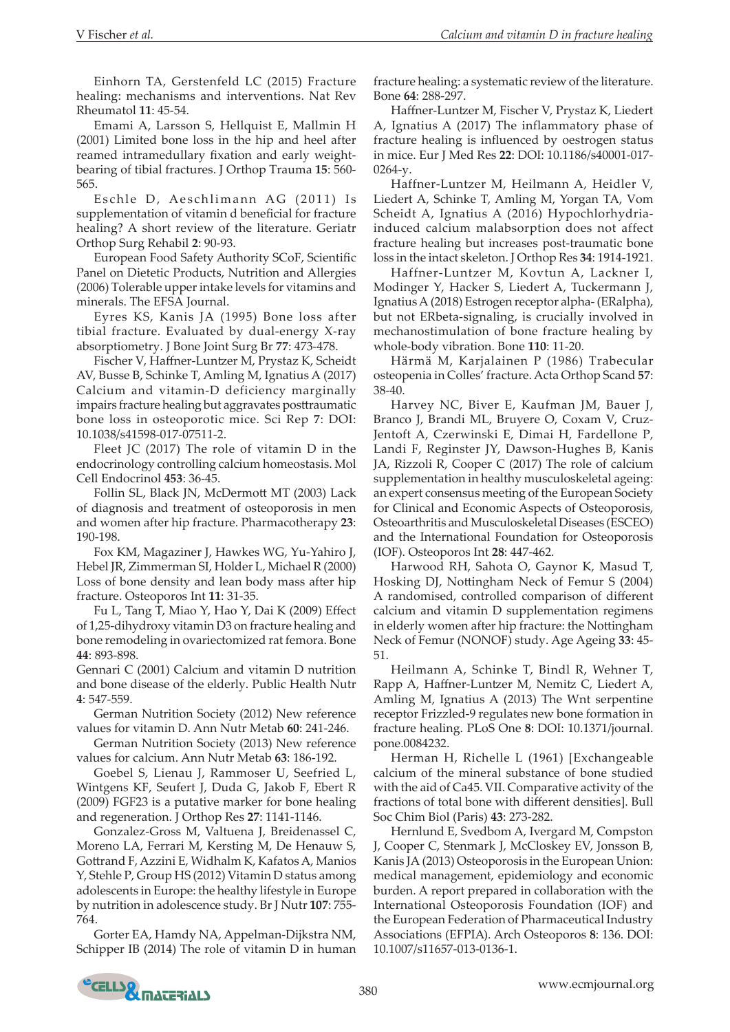Einhorn TA, Gerstenfeld LC (2015) Fracture healing: mechanisms and interventions. Nat Rev Rheumatol **11**: 45-54.

Emami A, Larsson S, Hellquist E, Mallmin H (2001) Limited bone loss in the hip and heel after reamed intramedullary fixation and early weight-bearing of tibial fractures. J Orthop Trauma **15**: 560-565.

Eschle D, Aeschlimann AG (2011) Is supplementation of vitamin d beneficial for fracture healing? A short review of the literature. Geriatr Orthop Surg Rehabil **2**: 90-93.

European Food Safety Authority SCoF, Scientific Panel on Dietetic Products, Nutrition and Allergies (2006) Tolerable upper intake levels for vitamins and minerals. The EFSA Journal.

Eyres KS, Kanis JA (1995) Bone loss after tibial fracture. Evaluated by dual-energy X-ray absorptiometry. J Bone Joint Surg Br **77**: 473-478.

Fischer V, Haffner-Luntzer M, Prystaz K, Scheidt AV, Busse B, Schinke T, Amling M, Ignatius A (2017) Calcium and vitamin-D deficiency marginally impairs fracture healing but aggravates posttraumatic bone loss in osteoporotic mice. Sci Rep **7**: DOI: 10.1038/s41598-017-07511-2.

Fleet JC (2017) The role of vitamin D in the endocrinology controlling calcium homeostasis. Mol Cell Endocrinol **453**: 36-45.

Follin SL, Black JN, McDermott MT (2003) Lack of diagnosis and treatment of osteoporosis in men and women after hip fracture. Pharmacotherapy **23**: 190-198.

Fox KM, Magaziner J, Hawkes WG, Yu-Yahiro J, Hebel JR, Zimmerman SI, Holder L, Michael R (2000) Loss of bone density and lean body mass after hip fracture. Osteoporos Int **11**: 31-35.

Fu L, Tang T, Miao Y, Hao Y, Dai K (2009) Effect of 1,25-dihydroxy vitamin D3 on fracture healing and bone remodeling in ovariectomized rat femora. Bone **44**: 893-898.

Gennari C (2001) Calcium and vitamin D nutrition and bone disease of the elderly. Public Health Nutr **4**: 547-559.

German Nutrition Society (2012) New reference values for vitamin D. Ann Nutr Metab **60**: 241-246.

German Nutrition Society (2013) New reference values for calcium. Ann Nutr Metab **63**: 186-192.

Goebel S, Lienau J, Rammoser U, Seefried L, Wintgens KF, Seufert J, Duda G, Jakob F, Ebert R (2009) FGF23 is a putative marker for bone healing and regeneration. J Orthop Res **27**: 1141-1146.

Gonzalez-Gross M, Valtuena J, Breidenassel C, Moreno LA, Ferrari M, Kersting M, De Henauw S, Gottrand F, Azzini E, Widhalm K, Kafatos A, Manios Y, Stehle P, Group HS (2012) Vitamin D status among adolescents in Europe: the healthy lifestyle in Europe by nutrition in adolescence study. Br J Nutr **107**: 755-764.

Gorter EA, Hamdy NA, Appelman-Dijkstra NM, Schipper IB (2014) The role of vitamin D in human fracture healing: a systematic review of the literature. Bone **64**: 288-297.

Haffner-Luntzer M, Fischer V, Prystaz K, Liedert A, Ignatius A (2017) The inflammatory phase of fracture healing is influenced by oestrogen status in mice. Eur J Med Res **22**: DOI: 10.1186/s40001-017-0264-y.

Haffner-Luntzer M, Heilmann A, Heidler V, Liedert A, Schinke T, Amling M, Yorgan TA, Vom Scheidt A, Ignatius A (2016) Hypochlorhydria-induced calcium malabsorption does not affect fracture healing but increases post-traumatic bone loss in the intact skeleton. J Orthop Res **34**: 1914-1921.

Haffner-Luntzer M, Kovtun A, Lackner I, Modinger Y, Hacker S, Liedert A, Tuckermann J, Ignatius A (2018) Estrogen receptor alpha- (ERalpha), but not ERbeta-signaling, is crucially involved in mechanostimulation of bone fracture healing by whole-body vibration. Bone **110**: 11-20.

Härmä M, Karjalainen P (1986) Trabecular osteopenia in Colles' fracture. Acta Orthop Scand **57**: 38-40.

Harvey NC, Biver E, Kaufman JM, Bauer J, Branco J, Brandi ML, Bruyere O, Coxam V, Cruz-Jentoft A, Czerwinski E, Dimai H, Fardellone P, Landi F, Reginster JY, Dawson-Hughes B, Kanis JA, Rizzoli R, Cooper C (2017) The role of calcium supplementation in healthy musculoskeletal ageing: an expert consensus meeting of the European Society for Clinical and Economic Aspects of Osteoporosis, Osteoarthritis and Musculoskeletal Diseases (ESCEO) and the International Foundation for Osteoporosis (IOF). Osteoporos Int **28**: 447-462.

Harwood RH, Sahota O, Gaynor K, Masud T, Hosking DJ, Nottingham Neck of Femur S (2004) A randomised, controlled comparison of different calcium and vitamin D supplementation regimens in elderly women after hip fracture: the Nottingham Neck of Femur (NONOF) study. Age Ageing **33**: 45-51.

Heilmann A, Schinke T, Bindl R, Wehner T, Rapp A, Haffner-Luntzer M, Nemitz C, Liedert A, Amling M, Ignatius A (2013) The Wnt serpentine receptor Frizzled-9 regulates new bone formation in fracture healing. PLoS One **8**: DOI: 10.1371/journal.pone.0084232.

Herman H, Richelle L (1961) [Exchangeable calcium of the mineral substance of bone studied with the aid of Ca45. VII. Comparative activity of the fractions of total bone with different densities]. Bull Soc Chim Biol (Paris) **43**: 273-282.

Hernlund E, Svedbom A, Ivergard M, Compston J, Cooper C, Stenmark J, McCloskey EV, Jonsson B, Kanis JA (2013) Osteoporosis in the European Union: medical management, epidemiology and economic burden. A report prepared in collaboration with the International Osteoporosis Foundation (IOF) and the European Federation of Pharmaceutical Industry Associations (EFPIA). Arch Osteoporos **8**: 136. DOI: 10.1007/s11657-013-0136-1.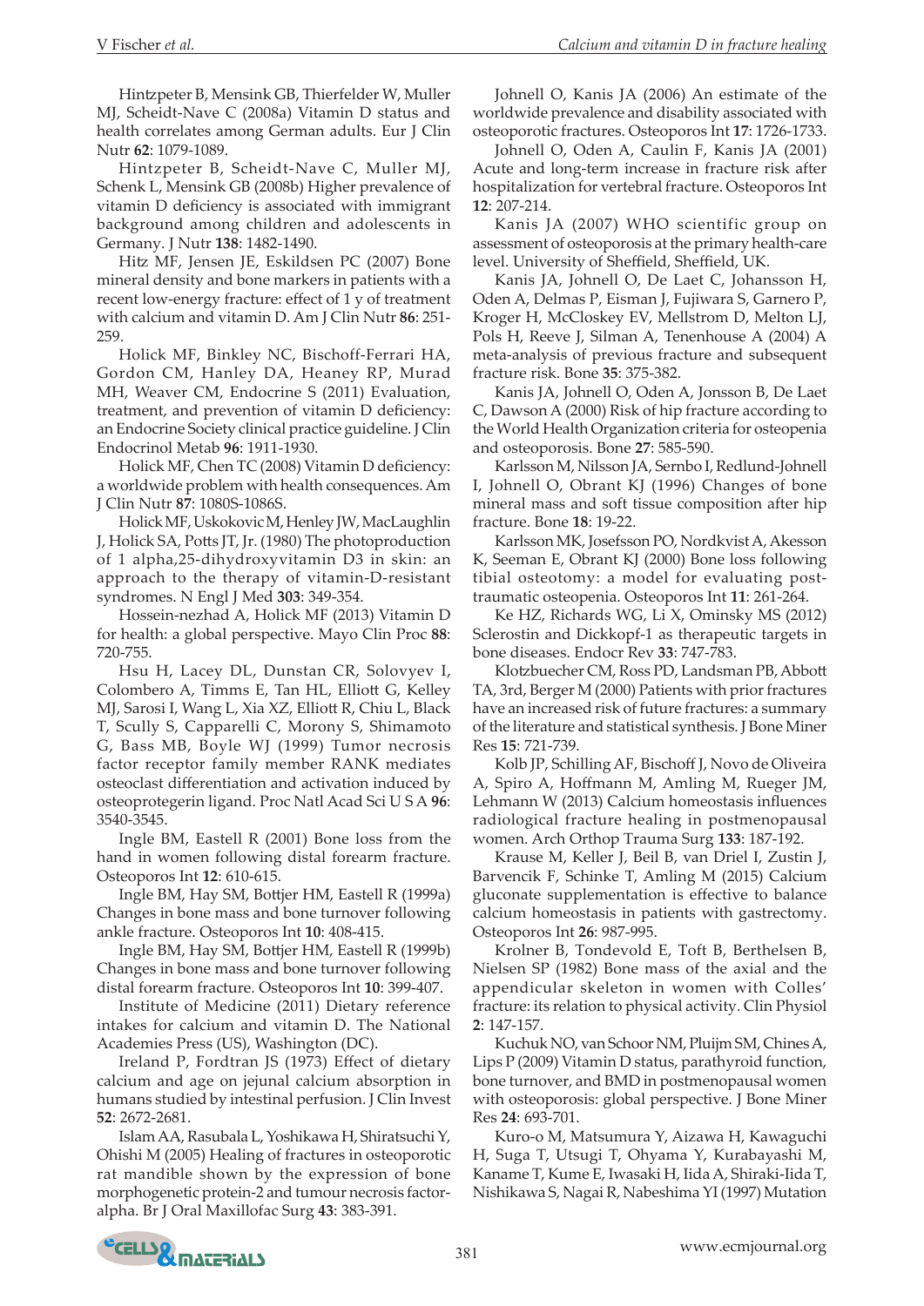Hintzpeter B, Mensink GB, Thierfelder W, Muller MJ, Scheidt-Nave C (2008a) Vitamin D status and health correlates among German adults. Eur J Clin Nutr **62**: 1079-1089.

Hintzpeter B, Scheidt-Nave C, Muller MJ, Schenk L, Mensink GB (2008b) Higher prevalence of vitamin D deficiency is associated with immigrant background among children and adolescents in Germany. J Nutr **138**: 1482-1490.

Hitz MF, Jensen JE, Eskildsen PC (2007) Bone mineral density and bone markers in patients with a recent low-energy fracture: effect of 1 y of treatment with calcium and vitamin D. Am J Clin Nutr **86**: 251-259.

Holick MF, Binkley NC, Bischoff-Ferrari HA, Gordon CM, Hanley DA, Heaney RP, Murad MH, Weaver CM, Endocrine S (2011) Evaluation, treatment, and prevention of vitamin D deficiency: an Endocrine Society clinical practice guideline. J Clin Endocrinol Metab **96**: 1911-1930.

Holick MF, Chen TC (2008) Vitamin D deficiency: a worldwide problem with health consequences. Am J Clin Nutr **87**: 1080S-1086S.

Holick MF, Uskokovic M, Henley JW, MacLaughlin J, Holick SA, Potts JT, Jr. (1980) The photoproduction of 1 alpha,25-dihydroxyvitamin D3 in skin: an approach to the therapy of vitamin-D-resistant syndromes. N Engl J Med **303**: 349-354.

Hossein-nezhad A, Holick MF (2013) Vitamin D for health: a global perspective. Mayo Clin Proc **88**: 720-755.

Hsu H, Lacey DL, Dunstan CR, Solovyev I, Colombero A, Timms E, Tan HL, Elliott G, Kelley MJ, Sarosi I, Wang L, Xia XZ, Elliott R, Chiu L, Black T, Scully S, Capparelli C, Morony S, Shimamoto G, Bass MB, Boyle WJ (1999) Tumor necrosis factor receptor family member RANK mediates osteoclast differentiation and activation induced by osteoprotegerin ligand. Proc Natl Acad Sci U S A **96**: 3540-3545.

Ingle BM, Eastell R (2001) Bone loss from the hand in women following distal forearm fracture. Osteoporos Int **12**: 610-615.

Ingle BM, Hay SM, Bottjer HM, Eastell R (1999a) Changes in bone mass and bone turnover following ankle fracture. Osteoporos Int **10**: 408-415.

Ingle BM, Hay SM, Bottjer HM, Eastell R (1999b) Changes in bone mass and bone turnover following distal forearm fracture. Osteoporos Int **10**: 399-407.

Institute of Medicine (2011) Dietary reference intakes for calcium and vitamin D. The National Academies Press (US), Washington (DC).

Ireland P, Fordtran JS (1973) Effect of dietary calcium and age on jejunal calcium absorption in humans studied by intestinal perfusion. J Clin Invest **52**: 2672-2681.

Islam AA, Rasubala L, Yoshikawa H, Shiratsuchi Y, Ohishi M (2005) Healing of fractures in osteoporotic rat mandible shown by the expression of bone morphogenetic protein-2 and tumour necrosis factor-alpha. Br J Oral Maxillofac Surg **43**: 383-391.

Johnell O, Kanis JA (2006) An estimate of the worldwide prevalence and disability associated with osteoporotic fractures. Osteoporos Int **17**: 1726-1733.

Johnell O, Oden A, Caulin F, Kanis JA (2001) Acute and long-term increase in fracture risk after hospitalization for vertebral fracture. Osteoporos Int **12**: 207-214.

Kanis JA (2007) WHO scientific group on assessment of osteoporosis at the primary health-care level. University of Sheffield, Sheffield, UK.

Kanis JA, Johnell O, De Laet C, Johansson H, Oden A, Delmas P, Eisman J, Fujiwara S, Garnero P, Kroger H, McCloskey EV, Mellstrom D, Melton LJ, Pols H, Reeve J, Silman A, Tenenhouse A (2004) A meta-analysis of previous fracture and subsequent fracture risk. Bone **35**: 375-382.

Kanis JA, Johnell O, Oden A, Jonsson B, De Laet C, Dawson A (2000) Risk of hip fracture according to the World Health Organization criteria for osteopenia and osteoporosis. Bone **27**: 585-590.

Karlsson M, Nilsson JA, Sernbo I, Redlund-Johnell I, Johnell O, Obrant KJ (1996) Changes of bone mineral mass and soft tissue composition after hip fracture. Bone **18**: 19-22.

Karlsson MK, Josefsson PO, Nordkvist A, Akesson K, Seeman E, Obrant KJ (2000) Bone loss following tibial osteotomy: a model for evaluating post-traumatic osteopenia. Osteoporos Int **11**: 261-264.

Ke HZ, Richards WG, Li X, Ominsky MS (2012) Sclerostin and Dickkopf-1 as therapeutic targets in bone diseases. Endocr Rev **33**: 747-783.

Klotzbuecher CM, Ross PD, Landsman PB, Abbott TA, 3rd, Berger M (2000) Patients with prior fractures have an increased risk of future fractures: a summary of the literature and statistical synthesis. J Bone Miner Res **15**: 721-739.

Kolb JP, Schilling AF, Bischoff J, Novo de Oliveira A, Spiro A, Hoffmann M, Amling M, Rueger JM, Lehmann W (2013) Calcium homeostasis influences radiological fracture healing in postmenopausal women. Arch Orthop Trauma Surg **133**: 187-192.

Krause M, Keller J, Beil B, van Driel I, Zustin J, Barvencik F, Schinke T, Amling M (2015) Calcium gluconate supplementation is effective to balance calcium homeostasis in patients with gastrectomy. Osteoporos Int **26**: 987-995.

Krolner B, Tondevold E, Toft B, Berthelsen B, Nielsen SP (1982) Bone mass of the axial and the appendicular skeleton in women with Colles' fracture: its relation to physical activity. Clin Physiol **2**: 147-157.

Kuchuk NO, van Schoor NM, Pluijm SM, Chines A, Lips P (2009) Vitamin D status, parathyroid function, bone turnover, and BMD in postmenopausal women with osteoporosis: global perspective. J Bone Miner Res **24**: 693-701.

Kuro-o M, Matsumura Y, Aizawa H, Kawaguchi H, Suga T, Utsugi T, Ohyama Y, Kurabayashi M, Kaname T, Kume E, Iwasaki H, Iida A, Shiraki-Iida T, Nishikawa S, Nagai R, Nabeshima YI (1997) Mutation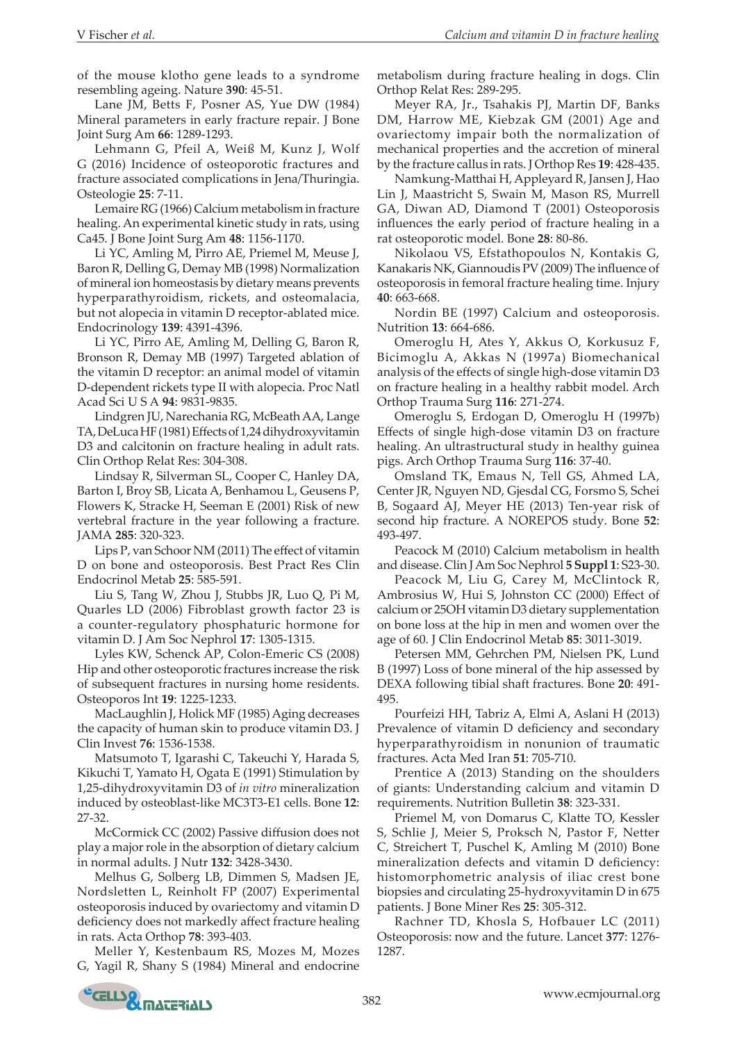of the mouse klotho gene leads to a syndrome resembling ageing. Nature **390**: 45-51.

Lane JM, Betts F, Posner AS, Yue DW (1984) Mineral parameters in early fracture repair. J Bone Joint Surg Am **66**: 1289-1293.

Lehmann G, Pfeil A, Weiß M, Kunz J, Wolf G (2016) Incidence of osteoporotic fractures and fracture associated complications in Jena/Thuringia. Osteologie **25**: 7-11.

Lemaire RG (1966) Calcium metabolism in fracture healing. An experimental kinetic study in rats, using Ca45. J Bone Joint Surg Am **48**: 1156-1170.

Li YC, Amling M, Pirro AE, Priemel M, Meuse J, Baron R, Delling G, Demay MB (1998) Normalization of mineral ion homeostasis by dietary means prevents hyperparathyroidism, rickets, and osteomalacia, but not alopecia in vitamin D receptor-ablated mice. Endocrinology **139**: 4391-4396.

Li YC, Pirro AE, Amling M, Delling G, Baron R, Bronson R, Demay MB (1997) Targeted ablation of the vitamin D receptor: an animal model of vitamin D-dependent rickets type II with alopecia. Proc Natl Acad Sci U S A **94**: 9831-9835.

Lindgren JU, Narechania RG, McBeath AA, Lange TA, DeLuca HF (1981) Effects of 1,24 dihydroxyvitamin D3 and calcitonin on fracture healing in adult rats. Clin Orthop Relat Res: 304-308.

Lindsay R, Silverman SL, Cooper C, Hanley DA, Barton I, Broy SB, Licata A, Benhamou L, Geusens P, Flowers K, Stracke H, Seeman E (2001) Risk of new vertebral fracture in the year following a fracture. JAMA **285**: 320-323.

Lips P, van Schoor NM (2011) The effect of vitamin D on bone and osteoporosis. Best Pract Res Clin Endocrinol Metab **25**: 585-591.

Liu S, Tang W, Zhou J, Stubbs JR, Luo Q, Pi M, Quarles LD (2006) Fibroblast growth factor 23 is a counter-regulatory phosphaturic hormone for vitamin D. J Am Soc Nephrol **17**: 1305-1315.

Lyles KW, Schenck AP, Colon-Emeric CS (2008) Hip and other osteoporotic fractures increase the risk of subsequent fractures in nursing home residents. Osteoporos Int **19**: 1225-1233.

MacLaughlin J, Holick MF (1985) Aging decreases the capacity of human skin to produce vitamin D3. J Clin Invest **76**: 1536-1538.

Matsumoto T, Igarashi C, Takeuchi Y, Harada S, Kikuchi T, Yamato H, Ogata E (1991) Stimulation by 1,25-dihydroxyvitamin D3 of *in vitro* mineralization induced by osteoblast-like MC3T3-E1 cells. Bone **12**: 27-32.

McCormick CC (2002) Passive diffusion does not play a major role in the absorption of dietary calcium in normal adults. J Nutr **132**: 3428-3430.

Melhus G, Solberg LB, Dimmen S, Madsen JE, Nordsletten L, Reinholt FP (2007) Experimental osteoporosis induced by ovariectomy and vitamin D deficiency does not markedly affect fracture healing in rats. Acta Orthop **78**: 393-403.

Meller Y, Kestenbaum RS, Mozes M, Mozes G, Yagil R, Shany S (1984) Mineral and endocrine metabolism during fracture healing in dogs. Clin Orthop Relat Res: 289-295.

Meyer RA, Jr., Tsahakis PJ, Martin DF, Banks DM, Harrow ME, Kiebzak GM (2001) Age and ovariectomy impair both the normalization of mechanical properties and the accretion of mineral by the fracture callus in rats. J Orthop Res **19**: 428-435.

Namkung-Matthai H, Appleyard R, Jansen J, Hao Lin J, Maastricht S, Swain M, Mason RS, Murrell GA, Diwan AD, Diamond T (2001) Osteoporosis influences the early period of fracture healing in a rat osteoporotic model. Bone **28**: 80-86.

Nikolaou VS, Efstathopoulos N, Kontakis G, Kanakaris NK, Giannoudis PV (2009) The influence of osteoporosis in femoral fracture healing time. Injury **40**: 663-668.

Nordin BE (1997) Calcium and osteoporosis. Nutrition **13**: 664-686.

Omeroglu H, Ates Y, Akkus O, Korkusuz F, Bicimoglu A, Akkas N (1997a) Biomechanical analysis of the effects of single high-dose vitamin D3 on fracture healing in a healthy rabbit model. Arch Orthop Trauma Surg **116**: 271-274.

Omeroglu S, Erdogan D, Omeroglu H (1997b) Effects of single high-dose vitamin D3 on fracture healing. An ultrastructural study in healthy guinea pigs. Arch Orthop Trauma Surg **116**: 37-40.

Omsland TK, Emaus N, Tell GS, Ahmed LA, Center JR, Nguyen ND, Gjesdal CG, Forsmo S, Schei B, Sogaard AJ, Meyer HE (2013) Ten-year risk of second hip fracture. A NOREPOS study. Bone **52**: 493-497.

Peacock M (2010) Calcium metabolism in health and disease. Clin J Am Soc Nephrol **5 Suppl 1**: S23-30.

Peacock M, Liu G, Carey M, McClintock R, Ambrosius W, Hui S, Johnston CC (2000) Effect of calcium or 25OH vitamin D3 dietary supplementation on bone loss at the hip in men and women over the age of 60. J Clin Endocrinol Metab **85**: 3011-3019.

Petersen MM, Gehrchen PM, Nielsen PK, Lund B (1997) Loss of bone mineral of the hip assessed by DEXA following tibial shaft fractures. Bone **20**: 491-495.

Pourfeizi HH, Tabriz A, Elmi A, Aslani H (2013) Prevalence of vitamin D deficiency and secondary hyperparathyroidism in nonunion of traumatic fractures. Acta Med Iran **51**: 705-710.

Prentice A (2013) Standing on the shoulders of giants: Understanding calcium and vitamin D requirements. Nutrition Bulletin **38**: 323-331.

Priemel M, von Domarus C, Klatte TO, Kessler S, Schlie J, Meier S, Proksch N, Pastor F, Netter C, Streichert T, Puschel K, Amling M (2010) Bone mineralization defects and vitamin D deficiency: histomorphometric analysis of iliac crest bone biopsies and circulating 25-hydroxyvitamin D in 675 patients. J Bone Miner Res **25**: 305-312.

Rachner TD, Khosla S, Hofbauer LC (2011) Osteoporosis: now and the future. Lancet **377**: 1276-1287.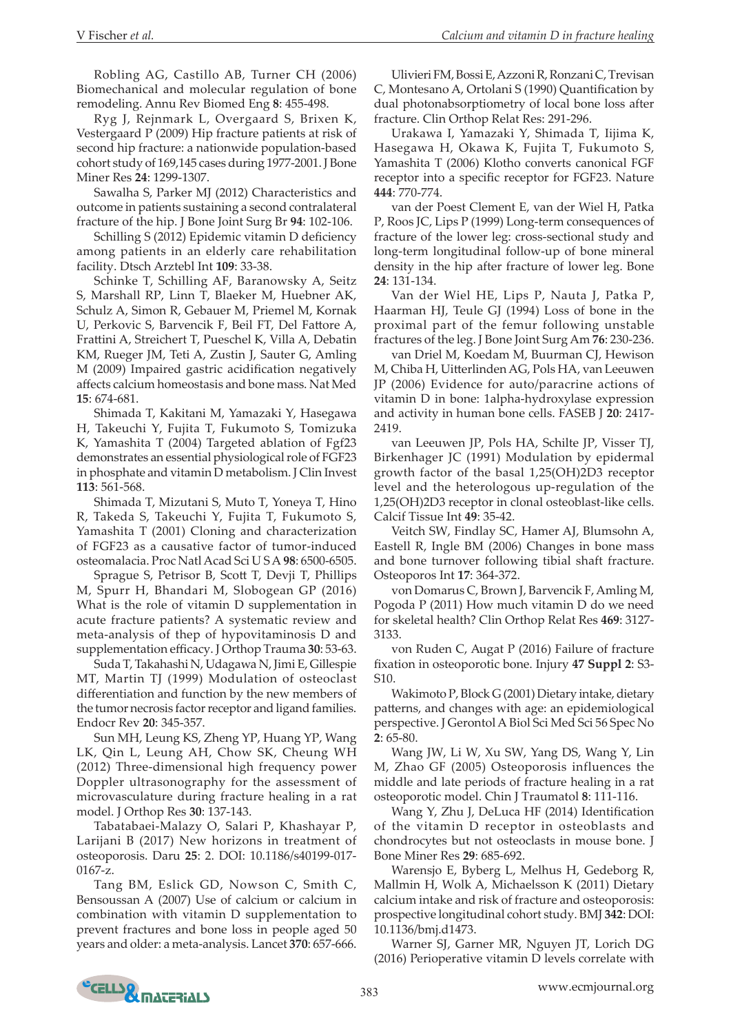Robling AG, Castillo AB, Turner CH (2006) Biomechanical and molecular regulation of bone remodeling. Annu Rev Biomed Eng **8**: 455-498.

Ryg J, Rejnmark L, Overgaard S, Brixen K, Vestergaard P (2009) Hip fracture patients at risk of second hip fracture: a nationwide population-based cohort study of 169,145 cases during 1977-2001. J Bone Miner Res **24**: 1299-1307.

Sawalha S, Parker MJ (2012) Characteristics and outcome in patients sustaining a second contralateral fracture of the hip. J Bone Joint Surg Br **94**: 102-106.

Schilling S (2012) Epidemic vitamin D deficiency among patients in an elderly care rehabilitation facility. Dtsch Arztebl Int **109**: 33-38.

Schinke T, Schilling AF, Baranowsky A, Seitz S, Marshall RP, Linn T, Blaeker M, Huebner AK, Schulz A, Simon R, Gebauer M, Priemel M, Kornak U, Perkovic S, Barvencik F, Beil FT, Del Fattore A, Frattini A, Streichert T, Pueschel K, Villa A, Debatin KM, Rueger JM, Teti A, Zustin J, Sauter G, Amling M (2009) Impaired gastric acidification negatively affects calcium homeostasis and bone mass. Nat Med **15**: 674-681.

Shimada T, Kakitani M, Yamazaki Y, Hasegawa H, Takeuchi Y, Fujita T, Fukumoto S, Tomizuka K, Yamashita T (2004) Targeted ablation of Fgf23 demonstrates an essential physiological role of FGF23 in phosphate and vitamin D metabolism. J Clin Invest **113**: 561-568.

Shimada T, Mizutani S, Muto T, Yoneya T, Hino R, Takeda S, Takeuchi Y, Fujita T, Fukumoto S, Yamashita T (2001) Cloning and characterization of FGF23 as a causative factor of tumor-induced osteomalacia. Proc Natl Acad Sci U S A **98**: 6500-6505.

Sprague S, Petrisor B, Scott T, Devji T, Phillips M, Spurr H, Bhandari M, Slobogean GP (2016) What is the role of vitamin D supplementation in acute fracture patients? A systematic review and meta-analysis of thep of hypovitaminosis D and supplementation efficacy. J Orthop Trauma **30**: 53-63.

Suda T, Takahashi N, Udagawa N, Jimi E, Gillespie MT, Martin TJ (1999) Modulation of osteoclast differentiation and function by the new members of the tumor necrosis factor receptor and ligand families. Endocr Rev **20**: 345-357.

Sun MH, Leung KS, Zheng YP, Huang YP, Wang LK, Qin L, Leung AH, Chow SK, Cheung WH (2012) Three-dimensional high frequency power Doppler ultrasonography for the assessment of microvasculature during fracture healing in a rat model. J Orthop Res **30**: 137-143.

Tabatabaei-Malazy O, Salari P, Khashayar P, Larijani B (2017) New horizons in treatment of osteoporosis. Daru **25**: 2. DOI: 10.1186/s40199-017-0167-z.

Tang BM, Eslick GD, Nowson C, Smith C, Bensoussan A (2007) Use of calcium or calcium in combination with vitamin D supplementation to prevent fractures and bone loss in people aged 50 years and older: a meta-analysis. Lancet **370**: 657-666.

Ulivieri FM, Bossi E, Azzoni R, Ronzani C, Trevisan C, Montesano A, Ortolani S (1990) Quantification by dual photonabsorptiometry of local bone loss after fracture. Clin Orthop Relat Res: 291-296.

Urakawa I, Yamazaki Y, Shimada T, Iijima K, Hasegawa H, Okawa K, Fujita T, Fukumoto S, Yamashita T (2006) Klotho converts canonical FGF receptor into a specific receptor for FGF23. Nature **444**: 770-774.

van der Poest Clement E, van der Wiel H, Patka P, Roos JC, Lips P (1999) Long-term consequences of fracture of the lower leg: cross-sectional study and long-term longitudinal follow-up of bone mineral density in the hip after fracture of lower leg. Bone **24**: 131-134.

Van der Wiel HE, Lips P, Nauta J, Patka P, Haarman HJ, Teule GJ (1994) Loss of bone in the proximal part of the femur following unstable fractures of the leg. J Bone Joint Surg Am **76**: 230-236.

van Driel M, Koedam M, Buurman CJ, Hewison M, Chiba H, Uitterlinden AG, Pols HA, van Leeuwen JP (2006) Evidence for auto/paracrine actions of vitamin D in bone: 1alpha-hydroxylase expression and activity in human bone cells. FASEB J **20**: 2417-2419.

van Leeuwen JP, Pols HA, Schilte JP, Visser TJ, Birkenhager JC (1991) Modulation by epidermal growth factor of the basal 1,25(OH)2D3 receptor level and the heterologous up-regulation of the 1,25(OH)2D3 receptor in clonal osteoblast-like cells. Calcif Tissue Int **49**: 35-42.

Veitch SW, Findlay SC, Hamer AJ, Blumsohn A, Eastell R, Ingle BM (2006) Changes in bone mass and bone turnover following tibial shaft fracture. Osteoporos Int **17**: 364-372.

von Domarus C, Brown J, Barvencik F, Amling M, Pogoda P (2011) How much vitamin D do we need for skeletal health? Clin Orthop Relat Res **469**: 3127-3133.

von Ruden C, Augat P (2016) Failure of fracture fixation in osteoporotic bone. Injury **47 Suppl 2**: S3-S10.

Wakimoto P, Block G (2001) Dietary intake, dietary patterns, and changes with age: an epidemiological perspective. J Gerontol A Biol Sci Med Sci 56 Spec No **2**: 65-80.

Wang JW, Li W, Xu SW, Yang DS, Wang Y, Lin M, Zhao GF (2005) Osteoporosis influences the middle and late periods of fracture healing in a rat osteoporotic model. Chin J Traumatol **8**: 111-116.

Wang Y, Zhu J, DeLuca HF (2014) Identification of the vitamin D receptor in osteoblasts and chondrocytes but not osteoclasts in mouse bone. J Bone Miner Res **29**: 685-692.

Warensjo E, Byberg L, Melhus H, Gedeborg R, Mallmin H, Wolk A, Michaelsson K (2011) Dietary calcium intake and risk of fracture and osteoporosis: prospective longitudinal cohort study. BMJ **342**: DOI: 10.1136/bmj.d1473.

Warner SJ, Garner MR, Nguyen JT, Lorich DG (2016) Perioperative vitamin D levels correlate with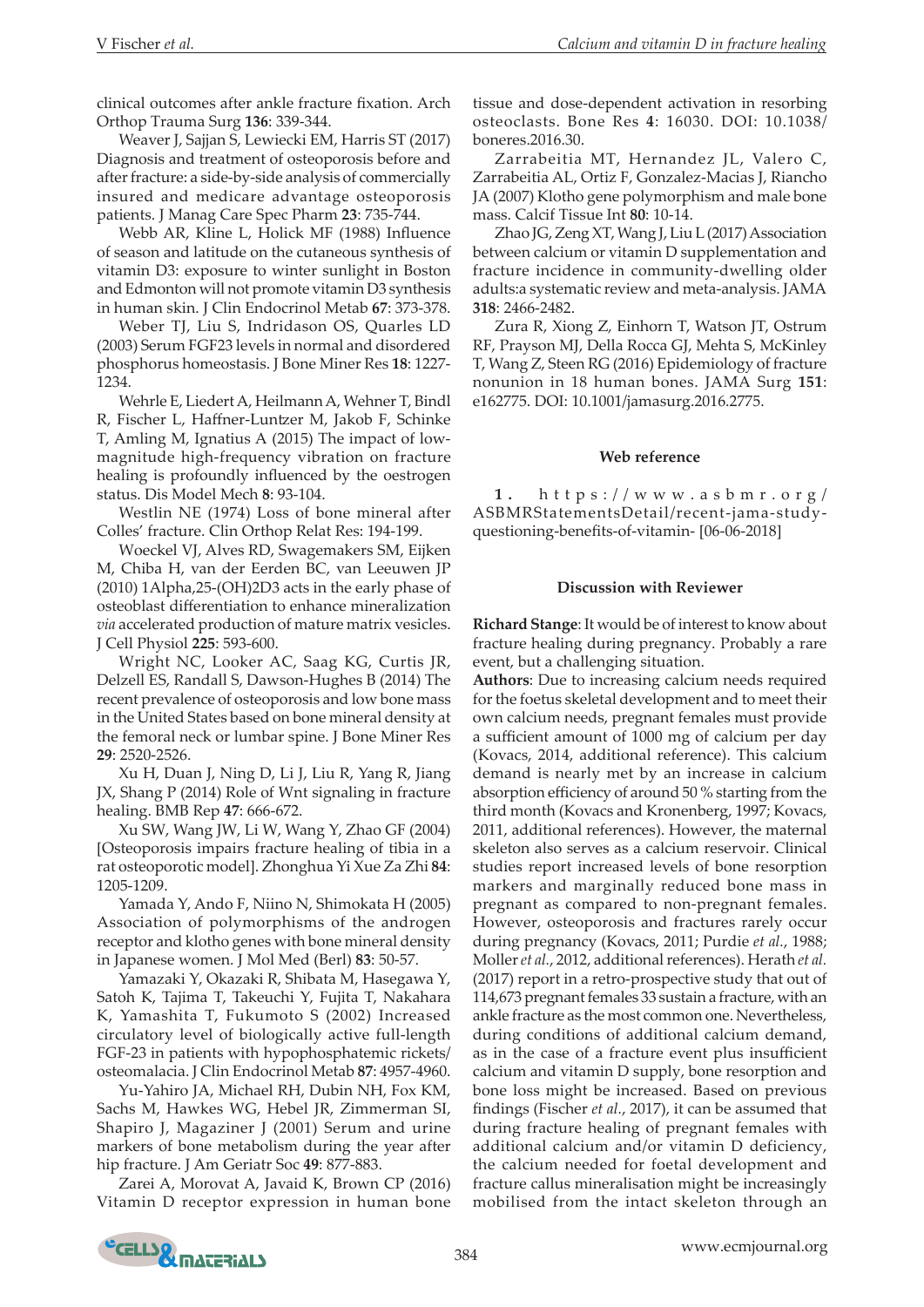clinical outcomes after ankle fracture fixation. Arch Orthop Trauma Surg **136**: 339-344.

Weaver J, Sajjan S, Lewiecki EM, Harris ST (2017) Diagnosis and treatment of osteoporosis before and after fracture: a side-by-side analysis of commercially insured and medicare advantage osteoporosis patients. J Manag Care Spec Pharm **23**: 735-744.

Webb AR, Kline L, Holick MF (1988) Influence of season and latitude on the cutaneous synthesis of vitamin D3: exposure to winter sunlight in Boston and Edmonton will not promote vitamin D3 synthesis in human skin. J Clin Endocrinol Metab **67**: 373-378.

Weber TJ, Liu S, Indridason OS, Quarles LD (2003) Serum FGF23 levels in normal and disordered phosphorus homeostasis. J Bone Miner Res **18**: 1227-1234.

Wehrle E, Liedert A, Heilmann A, Wehner T, Bindl R, Fischer L, Haffner-Luntzer M, Jakob F, Schinke T, Amling M, Ignatius A (2015) The impact of low-magnitude high-frequency vibration on fracture healing is profoundly influenced by the oestrogen status. Dis Model Mech **8**: 93-104.

Westlin NE (1974) Loss of bone mineral after Colles' fracture. Clin Orthop Relat Res: 194-199.

Woeckel VJ, Alves RD, Swagemakers SM, Eijken M, Chiba H, van der Eerden BC, van Leeuwen JP (2010) 1Alpha,25-(OH)2D3 acts in the early phase of osteoblast differentiation to enhance mineralization *via* accelerated production of mature matrix vesicles. J Cell Physiol **225**: 593-600.

Wright NC, Looker AC, Saag KG, Curtis JR, Delzell ES, Randall S, Dawson-Hughes B (2014) The recent prevalence of osteoporosis and low bone mass in the United States based on bone mineral density at the femoral neck or lumbar spine. J Bone Miner Res **29**: 2520-2526.

Xu H, Duan J, Ning D, Li J, Liu R, Yang R, Jiang JX, Shang P (2014) Role of Wnt signaling in fracture healing. BMB Rep **47**: 666-672.

Xu SW, Wang JW, Li W, Wang Y, Zhao GF (2004) [Osteoporosis impairs fracture healing of tibia in a rat osteoporotic model]. Zhonghua Yi Xue Za Zhi **84**: 1205-1209.

Yamada Y, Ando F, Niino N, Shimokata H (2005) Association of polymorphisms of the androgen receptor and klotho genes with bone mineral density in Japanese women. J Mol Med (Berl) **83**: 50-57.

Yamazaki Y, Okazaki R, Shibata M, Hasegawa Y, Satoh K, Tajima T, Takeuchi Y, Fujita T, Nakahara K, Yamashita T, Fukumoto S (2002) Increased circulatory level of biologically active full-length FGF-23 in patients with hypophosphatemic rickets/osteomalacia. J Clin Endocrinol Metab **87**: 4957-4960.

Yu-Yahiro JA, Michael RH, Dubin NH, Fox KM, Sachs M, Hawkes WG, Hebel JR, Zimmerman SI, Shapiro J, Magaziner J (2001) Serum and urine markers of bone metabolism during the year after hip fracture. J Am Geriatr Soc **49**: 877-883.

Zarei A, Morovat A, Javaid K, Brown CP (2016) Vitamin D receptor expression in human bone tissue and dose-dependent activation in resorbing osteoclasts. Bone Res **4**: 16030. DOI: 10.1038/boneres.2016.30.

Zarrabeitia MT, Hernandez JL, Valero C, Zarrabeitia AL, Ortiz F, Gonzalez-Macias J, Riancho JA (2007) Klotho gene polymorphism and male bone mass. Calcif Tissue Int **80**: 10-14.

Zhao JG, Zeng XT, Wang J, Liu L (2017) Association between calcium or vitamin D supplementation and fracture incidence in community-dwelling older adults:a systematic review and meta-analysis. JAMA **318**: 2466-2482.

Zura R, Xiong Z, Einhorn T, Watson JT, Ostrum RF, Prayson MJ, Della Rocca GJ, Mehta S, McKinley T, Wang Z, Steen RG (2016) Epidemiology of fracture nonunion in 18 human bones. JAMA Surg **151**: e162775. DOI: 10.1001/jamasurg.2016.2775.

#### Web reference

**1.** https://www.asbmr.org/ASBMRStatementsDetail/recent-jama-study-questioning-benefits-of-vitamin- [06-06-2018]

#### Discussion with Reviewer

**Richard Stange**: It would be of interest to know about fracture healing during pregnancy. Probably a rare event, but a challenging situation.

**Authors**: Due to increasing calcium needs required for the foetus skeletal development and to meet their own calcium needs, pregnant females must provide a sufficient amount of 1000 mg of calcium per day (Kovacs, 2014, additional reference). This calcium demand is nearly met by an increase in calcium absorption efficiency of around 50 % starting from the third month (Kovacs and Kronenberg, 1997; Kovacs, 2011, additional references). However, the maternal skeleton also serves as a calcium reservoir. Clinical studies report increased levels of bone resorption markers and marginally reduced bone mass in pregnant as compared to non-pregnant females. However, osteoporosis and fractures rarely occur during pregnancy (Kovacs, 2011; Purdie *et al.*, 1988; Moller *et al.*, 2012, additional references). Herath *et al.* (2017) report in a retro-prospective study that out of 114,673 pregnant females 33 sustain a fracture, with an ankle fracture as the most common one. Nevertheless, during conditions of additional calcium demand, as in the case of a fracture event plus insufficient calcium and vitamin D supply, bone resorption and bone loss might be increased. Based on previous findings (Fischer *et al.*, 2017), it can be assumed that during fracture healing of pregnant females with additional calcium and/or vitamin D deficiency, the calcium needed for foetal development and fracture callus mineralisation might be increasingly mobilised from the intact skeleton through an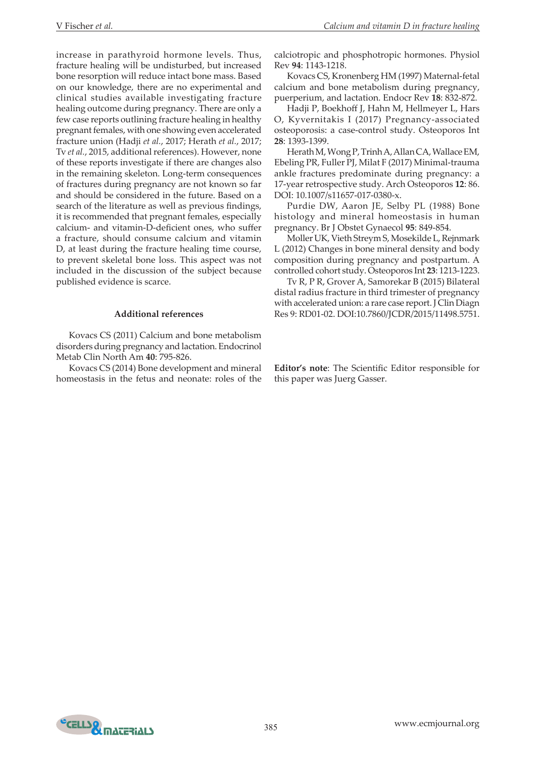increase in parathyroid hormone levels. Thus, fracture healing will be undisturbed, but increased bone resorption will reduce intact bone mass. Based on our knowledge, there are no experimental and clinical studies available investigating fracture healing outcome during pregnancy. There are only a few case reports outlining fracture healing in healthy pregnant females, with one showing even accelerated fracture union (Hadji *et al.*, 2017; Herath *et al.*, 2017; Tv *et al.*, 2015, additional references). However, none of these reports investigate if there are changes also in the remaining skeleton. Long-term consequences of fractures during pregnancy are not known so far and should be considered in the future. Based on a search of the literature as well as previous findings, it is recommended that pregnant females, especially calcium- and vitamin-D-deficient ones, who suffer a fracture, should consume calcium and vitamin D, at least during the fracture healing time course, to prevent skeletal bone loss. This aspect was not included in the discussion of the subject because published evidence is scarce.

### Additional references

Kovacs CS (2011) Calcium and bone metabolism disorders during pregnancy and lactation. Endocrinol Metab Clin North Am **40**: 795-826.

Kovacs CS (2014) Bone development and mineral homeostasis in the fetus and neonate: roles of the calciotropic and phosphotropic hormones. Physiol Rev **94**: 1143-1218.

Kovacs CS, Kronenberg HM (1997) Maternal-fetal calcium and bone metabolism during pregnancy, puerperium, and lactation. Endocr Rev **18**: 832-872.

Hadji P, Boekhoff J, Hahn M, Hellmeyer L, Hars O, Kyvernitakis I (2017) Pregnancy-associated osteoporosis: a case-control study. Osteoporos Int **28**: 1393-1399.

Herath M, Wong P, Trinh A, Allan CA, Wallace EM, Ebeling PR, Fuller PJ, Milat F (2017) Minimal-trauma ankle fractures predominate during pregnancy: a 17-year retrospective study. Arch Osteoporos **12**: 86. DOI: 10.1007/s11657-017-0380-x.

Purdie DW, Aaron JE, Selby PL (1988) Bone histology and mineral homeostasis in human pregnancy. Br J Obstet Gynaecol **95**: 849-854.

Moller UK, Vieth Streym S, Mosekilde L, Rejnmark L (2012) Changes in bone mineral density and body composition during pregnancy and postpartum. A controlled cohort study. Osteoporos Int **23**: 1213-1223.

Tv R, P R, Grover A, Samorekar B (2015) Bilateral distal radius fracture in third trimester of pregnancy with accelerated union: a rare case report. J Clin Diagn Res 9: RD01-02. DOI:10.7860/JCDR/2015/11498.5751.

**Editor's note**: The Scientific Editor responsible for this paper was Juerg Gasser.